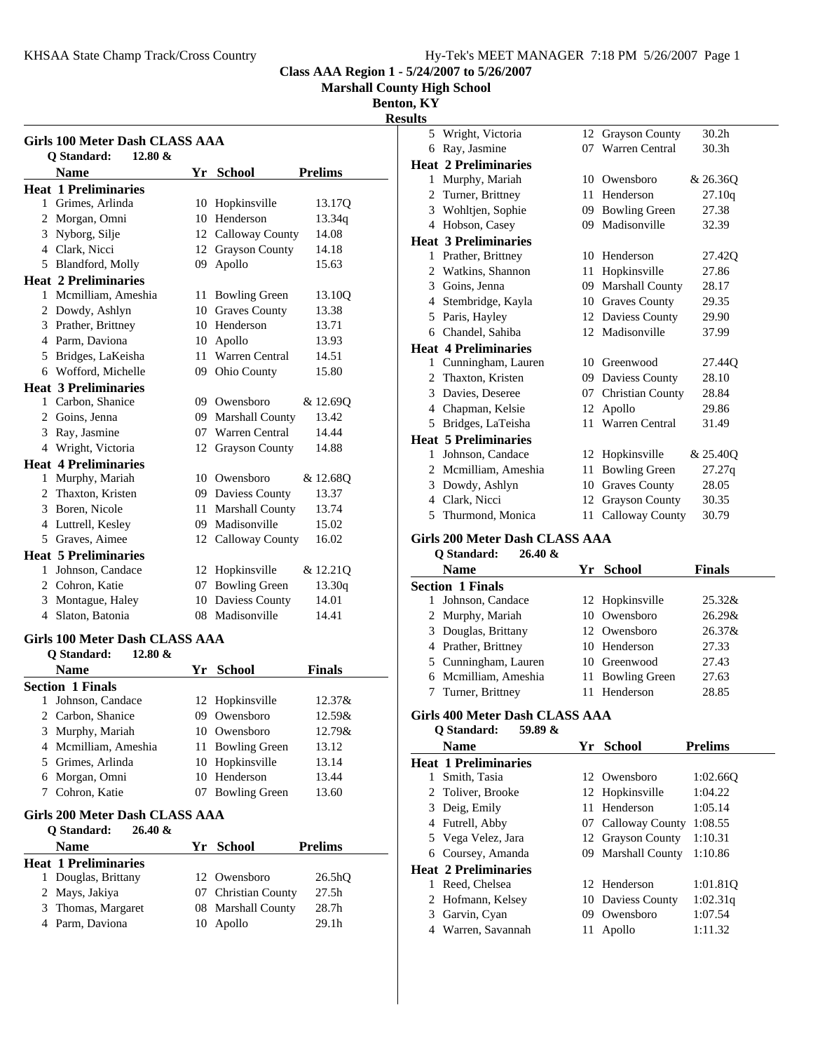KHSAA State Champ Track/Cross Country

**Class AAA Region 1 - 5/24/2007 to 5/26/2007**
**Marshall County High School**
**Benton, KY**
**Results**

### Girls 100 Meter Dash CLASS AAA

Q Standard: 12.80 &

| | Name | Yr | School | Prelims |
|---|---|---|---|---|
| **Heat 1 Preliminaries** | | | | |
| 1 | Grimes, Arlinda | 10 | Hopkinsville | 13.17Q |
| 2 | Morgan, Omni | 10 | Henderson | 13.34q |
| 3 | Nyborg, Silje | 12 | Calloway County | 14.08 |
| 4 | Clark, Nicci | 12 | Grayson County | 14.18 |
| 5 | Blandford, Molly | 09 | Apollo | 15.63 |
| **Heat 2 Preliminaries** | | | | |
| 1 | Mcmilliam, Ameshia | 11 | Bowling Green | 13.10Q |
| 2 | Dowdy, Ashlyn | 10 | Graves County | 13.38 |
| 3 | Prather, Brittney | 10 | Henderson | 13.71 |
| 4 | Parm, Daviona | 10 | Apollo | 13.93 |
| 5 | Bridges, LaKeisha | 11 | Warren Central | 14.51 |
| 6 | Wofford, Michelle | 09 | Ohio County | 15.80 |
| **Heat 3 Preliminaries** | | | | |
| 1 | Carbon, Shanice | 09 | Owensboro | & 12.69Q |
| 2 | Goins, Jenna | 09 | Marshall County | 13.42 |
| 3 | Ray, Jasmine | 07 | Warren Central | 14.44 |
| 4 | Wright, Victoria | 12 | Grayson County | 14.88 |
| **Heat 4 Preliminaries** | | | | |
| 1 | Murphy, Mariah | 10 | Owensboro | & 12.68Q |
| 2 | Thaxton, Kristen | 09 | Daviess County | 13.37 |
| 3 | Boren, Nicole | 11 | Marshall County | 13.74 |
| 4 | Luttrell, Kesley | 09 | Madisonville | 15.02 |
| 5 | Graves, Aimee | 12 | Calloway County | 16.02 |
| **Heat 5 Preliminaries** | | | | |
| 1 | Johnson, Candace | 12 | Hopkinsville | & 12.21Q |
| 2 | Cohron, Katie | 07 | Bowling Green | 13.30q |
| 3 | Montague, Haley | 10 | Daviess County | 14.01 |
| 4 | Slaton, Batonia | 08 | Madisonville | 14.41 |

### Girls 100 Meter Dash CLASS AAA

Q Standard: 12.80 &

| | Name | Yr | School | Finals |
|---|---|---|---|---|
| **Section 1 Finals** | | | | |
| 1 | Johnson, Candace | 12 | Hopkinsville | 12.37& |
| 2 | Carbon, Shanice | 09 | Owensboro | 12.59& |
| 3 | Murphy, Mariah | 10 | Owensboro | 12.79& |
| 4 | Mcmilliam, Ameshia | 11 | Bowling Green | 13.12 |
| 5 | Grimes, Arlinda | 10 | Hopkinsville | 13.14 |
| 6 | Morgan, Omni | 10 | Henderson | 13.44 |
| 7 | Cohron, Katie | 07 | Bowling Green | 13.60 |

### Girls 200 Meter Dash CLASS AAA

Q Standard: 26.40 &

| | Name | Yr | School | Prelims |
|---|---|---|---|---|
| **Heat 1 Preliminaries** | | | | |
| 1 | Douglas, Brittany | 12 | Owensboro | 26.5hQ |
| 2 | Mays, Jakiya | 07 | Christian County | 27.5h |
| 3 | Thomas, Margaret | 08 | Marshall County | 28.7h |
| 4 | Parm, Daviona | 10 | Apollo | 29.1h |
| 5 | Wright, Victoria | 12 | Grayson County | 30.2h |
| 6 | Ray, Jasmine | 07 | Warren Central | 30.3h |
| **Heat 2 Preliminaries** | | | | |
| 1 | Murphy, Mariah | 10 | Owensboro | & 26.36Q |
| 2 | Turner, Brittney | 11 | Henderson | 27.10q |
| 3 | Wohltjen, Sophie | 09 | Bowling Green | 27.38 |
| 4 | Hobson, Casey | 09 | Madisonville | 32.39 |
| **Heat 3 Preliminaries** | | | | |
| 1 | Prather, Brittney | 10 | Henderson | 27.42Q |
| 2 | Watkins, Shannon | 11 | Hopkinsville | 27.86 |
| 3 | Goins, Jenna | 09 | Marshall County | 28.17 |
| 4 | Stembridge, Kayla | 10 | Graves County | 29.35 |
| 5 | Paris, Hayley | 12 | Daviess County | 29.90 |
| 6 | Chandel, Sahiba | 12 | Madisonville | 37.99 |
| **Heat 4 Preliminaries** | | | | |
| 1 | Cunningham, Lauren | 10 | Greenwood | 27.44Q |
| 2 | Thaxton, Kristen | 09 | Daviess County | 28.10 |
| 3 | Davies, Deseree | 07 | Christian County | 28.84 |
| 4 | Chapman, Kelsie | 12 | Apollo | 29.86 |
| 5 | Bridges, LaTeisha | 11 | Warren Central | 31.49 |
| **Heat 5 Preliminaries** | | | | |
| 1 | Johnson, Candace | 12 | Hopkinsville | & 25.40Q |
| 2 | Mcmilliam, Ameshia | 11 | Bowling Green | 27.27q |
| 3 | Dowdy, Ashlyn | 10 | Graves County | 28.05 |
| 4 | Clark, Nicci | 12 | Grayson County | 30.35 |
| 5 | Thurmond, Monica | 11 | Calloway County | 30.79 |

### Girls 200 Meter Dash CLASS AAA

Q Standard: 26.40 &

| | Name | Yr | School | Finals |
|---|---|---|---|---|
| **Section 1 Finals** | | | | |
| 1 | Johnson, Candace | 12 | Hopkinsville | 25.32& |
| 2 | Murphy, Mariah | 10 | Owensboro | 26.29& |
| 3 | Douglas, Brittany | 12 | Owensboro | 26.37& |
| 4 | Prather, Brittney | 10 | Henderson | 27.33 |
| 5 | Cunningham, Lauren | 10 | Greenwood | 27.43 |
| 6 | Mcmilliam, Ameshia | 11 | Bowling Green | 27.63 |
| 7 | Turner, Brittney | 11 | Henderson | 28.85 |

### Girls 400 Meter Dash CLASS AAA

Q Standard: 59.89 &

| | Name | Yr | School | Prelims |
|---|---|---|---|---|
| **Heat 1 Preliminaries** | | | | |
| 1 | Smith, Tasia | 12 | Owensboro | 1:02.66Q |
| 2 | Toliver, Brooke | 12 | Hopkinsville | 1:04.22 |
| 3 | Deig, Emily | 11 | Henderson | 1:05.14 |
| 4 | Futrell, Abby | 07 | Calloway County | 1:08.55 |
| 5 | Vega Velez, Jara | 12 | Grayson County | 1:10.31 |
| 6 | Coursey, Amanda | 09 | Marshall County | 1:10.86 |
| **Heat 2 Preliminaries** | | | | |
| 1 | Reed, Chelsea | 12 | Henderson | 1:01.81Q |
| 2 | Hofmann, Kelsey | 10 | Daviess County | 1:02.31q |
| 3 | Garvin, Cyan | 09 | Owensboro | 1:07.54 |
| 4 | Warren, Savannah | 11 | Apollo | 1:11.32 |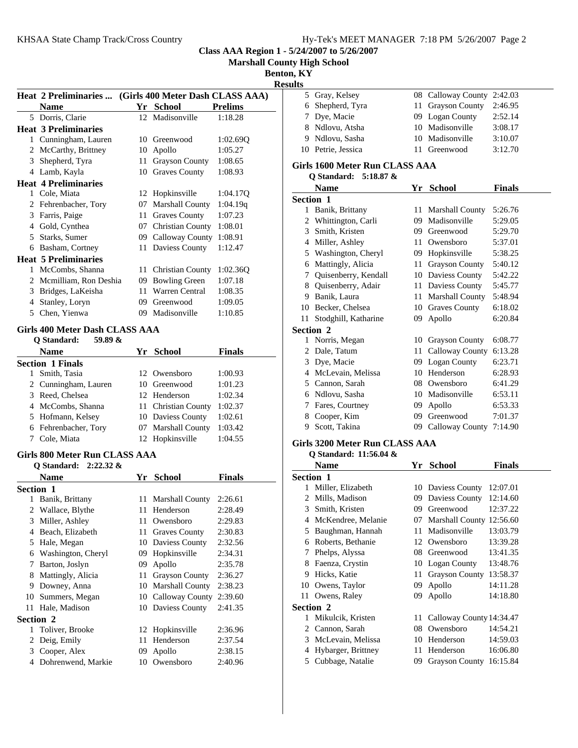**Class AAA Region 1 - 5/24/2007 to 5/26/2007**

**Marshall County High School**

**Benton, KY**

**Results**

### Heat 2 Preliminaries ... (Girls 400 Meter Dash CLASS AAA)

| | Name | Yr | School | Prelims |
|---|---|---|---|---|
| 5 | Dorris, Clarie | 12 | Madisonville | 1:18.28 |
| **Heat 3 Preliminaries** | | | | |
| 1 | Cunningham, Lauren | 10 | Greenwood | 1:02.69Q |
| 2 | McCarthy, Brittney | 10 | Apollo | 1:05.27 |
| 3 | Shepherd, Tyra | 11 | Grayson County | 1:08.65 |
| 4 | Lamb, Kayla | 10 | Graves County | 1:08.93 |
| **Heat 4 Preliminaries** | | | | |
| 1 | Cole, Miata | 12 | Hopkinsville | 1:04.17Q |
| 2 | Fehrenbacher, Tory | 07 | Marshall County | 1:04.19q |
| 3 | Farris, Paige | 11 | Graves County | 1:07.23 |
| 4 | Gold, Cynthea | 07 | Christian County | 1:08.01 |
| 5 | Starks, Sumer | 09 | Calloway County | 1:08.91 |
| 6 | Basham, Cortney | 11 | Daviess County | 1:12.47 |
| **Heat 5 Preliminaries** | | | | |
| 1 | McCombs, Shanna | 11 | Christian County | 1:02.36Q |
| 2 | Mcmilliam, Ron Deshia | 09 | Bowling Green | 1:07.18 |
| 3 | Bridges, LaKeisha | 11 | Warren Central | 1:08.35 |
| 4 | Stanley, Loryn | 09 | Greenwood | 1:09.05 |
| 5 | Chen, Yienwa | 09 | Madisonville | 1:10.85 |

### Girls 400 Meter Dash CLASS AAA

**Q Standard: 59.89 &**

| | Name | Yr | School | Finals |
|---|---|---|---|---|
| **Section 1 Finals** | | | | |
| 1 | Smith, Tasia | 12 | Owensboro | 1:00.93 |
| 2 | Cunningham, Lauren | 10 | Greenwood | 1:01.23 |
| 3 | Reed, Chelsea | 12 | Henderson | 1:02.34 |
| 4 | McCombs, Shanna | 11 | Christian County | 1:02.37 |
| 5 | Hofmann, Kelsey | 10 | Daviess County | 1:02.61 |
| 6 | Fehrenbacher, Tory | 07 | Marshall County | 1:03.42 |
| 7 | Cole, Miata | 12 | Hopkinsville | 1:04.55 |

### Girls 800 Meter Run CLASS AAA

**Q Standard: 2:22.32 &**

| | Name | Yr | School | Finals |
|---|---|---|---|---|
| **Section 1** | | | | |
| 1 | Banik, Brittany | 11 | Marshall County | 2:26.61 |
| 2 | Wallace, Blythe | 11 | Henderson | 2:28.49 |
| 3 | Miller, Ashley | 11 | Owensboro | 2:29.83 |
| 4 | Beach, Elizabeth | 11 | Graves County | 2:30.83 |
| 5 | Hale, Megan | 10 | Daviess County | 2:32.56 |
| 6 | Washington, Cheryl | 09 | Hopkinsville | 2:34.31 |
| 7 | Barton, Joslyn | 09 | Apollo | 2:35.78 |
| 8 | Mattingly, Alicia | 11 | Grayson County | 2:36.27 |
| 9 | Downey, Anna | 10 | Marshall County | 2:38.23 |
| 10 | Summers, Megan | 10 | Calloway County | 2:39.60 |
| 11 | Hale, Madison | 10 | Daviess County | 2:41.35 |
| **Section 2** | | | | |
| 1 | Toliver, Brooke | 12 | Hopkinsville | 2:36.96 |
| 2 | Deig, Emily | 11 | Henderson | 2:37.54 |
| 3 | Cooper, Alex | 09 | Apollo | 2:38.15 |
| 4 | Dohrenwend, Markie | 10 | Owensboro | 2:40.96 |
| 5 | Gray, Kelsey | 08 | Calloway County | 2:42.03 |
| 6 | Shepherd, Tyra | 11 | Grayson County | 2:46.95 |
| 7 | Dye, Macie | 09 | Logan County | 2:52.14 |
| 8 | Ndlovu, Atsha | 10 | Madisonville | 3:08.17 |
| 9 | Ndlovu, Sasha | 10 | Madisonville | 3:10.07 |
| 10 | Petrie, Jessica | 11 | Greenwood | 3:12.70 |

### Girls 1600 Meter Run CLASS AAA

**Q Standard: 5:18.87 &**

| | Name | Yr | School | Finals |
|---|---|---|---|---|
| **Section 1** | | | | |
| 1 | Banik, Brittany | 11 | Marshall County | 5:26.76 |
| 2 | Whittington, Carli | 09 | Madisonville | 5:29.05 |
| 3 | Smith, Kristen | 09 | Greenwood | 5:29.70 |
| 4 | Miller, Ashley | 11 | Owensboro | 5:37.01 |
| 5 | Washington, Cheryl | 09 | Hopkinsville | 5:38.25 |
| 6 | Mattingly, Alicia | 11 | Grayson County | 5:40.12 |
| 7 | Quisenberry, Kendall | 10 | Daviess County | 5:42.22 |
| 8 | Quisenberry, Adair | 11 | Daviess County | 5:45.77 |
| 9 | Banik, Laura | 11 | Marshall County | 5:48.94 |
| 10 | Becker, Chelsea | 10 | Graves County | 6:18.02 |
| 11 | Stodghill, Katharine | 09 | Apollo | 6:20.84 |
| **Section 2** | | | | |
| 1 | Norris, Megan | 10 | Grayson County | 6:08.77 |
| 2 | Dale, Tatum | 11 | Calloway County | 6:13.28 |
| 3 | Dye, Macie | 09 | Logan County | 6:23.71 |
| 4 | McLevain, Melissa | 10 | Henderson | 6:28.93 |
| 5 | Cannon, Sarah | 08 | Owensboro | 6:41.29 |
| 6 | Ndlovu, Sasha | 10 | Madisonville | 6:53.11 |
| 7 | Fares, Courtney | 09 | Apollo | 6:53.33 |
| 8 | Cooper, Kim | 09 | Greenwood | 7:01.37 |
| 9 | Scott, Takina | 09 | Calloway County | 7:14.90 |

### Girls 3200 Meter Run CLASS AAA

**Q Standard: 11:56.04 &**

| | Name | Yr | School | Finals |
|---|---|---|---|---|
| **Section 1** | | | | |
| 1 | Miller, Elizabeth | 10 | Daviess County | 12:07.01 |
| 2 | Mills, Madison | 09 | Daviess County | 12:14.60 |
| 3 | Smith, Kristen | 09 | Greenwood | 12:37.22 |
| 4 | McKendree, Melanie | 07 | Marshall County | 12:56.60 |
| 5 | Baughman, Hannah | 11 | Madisonville | 13:03.79 |
| 6 | Roberts, Bethanie | 12 | Owensboro | 13:39.28 |
| 7 | Phelps, Alyssa | 08 | Greenwood | 13:41.35 |
| 8 | Faenza, Crystin | 10 | Logan County | 13:48.76 |
| 9 | Hicks, Katie | 11 | Grayson County | 13:58.37 |
| 10 | Owens, Taylor | 09 | Apollo | 14:11.28 |
| 11 | Owens, Raley | 09 | Apollo | 14:18.80 |
| **Section 2** | | | | |
| 1 | Mikulcik, Kristen | 11 | Calloway County | 14:34.47 |
| 2 | Cannon, Sarah | 08 | Owensboro | 14:54.21 |
| 3 | McLevain, Melissa | 10 | Henderson | 14:59.03 |
| 4 | Hybarger, Brittney | 11 | Henderson | 16:06.80 |
| 5 | Cubbage, Natalie | 09 | Grayson County | 16:15.84 |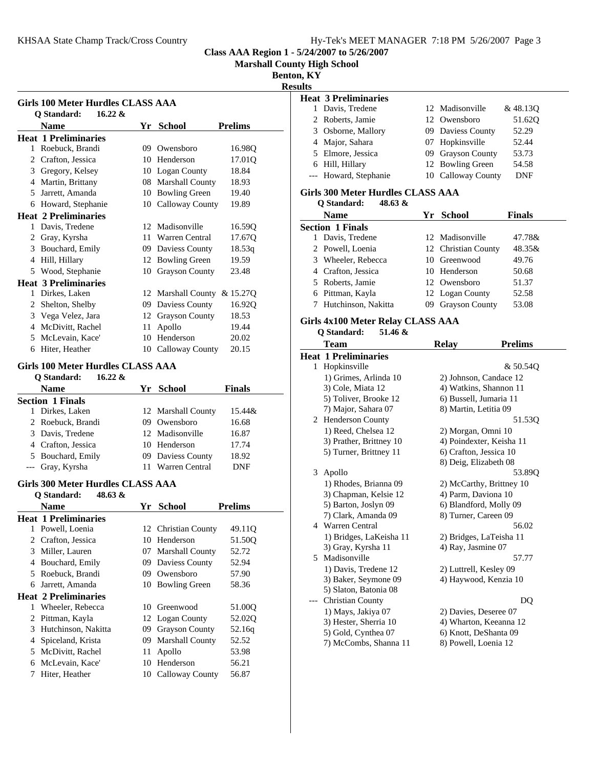## Class AAA Region 1 - 5/24/2007 to 5/26/2007

**Marshall County High School**

**Benton, KY**

**Results**

### Girls 100 Meter Hurdles CLASS AAA

**Q Standard: 16.22 &**

| | Name | Yr | School | Prelims |
|---|---|---|---|---|
| **Heat 1 Preliminaries** | | | | |
| 1 | Roebuck, Brandi | 09 | Owensboro | 16.98Q |
| 2 | Crafton, Jessica | 10 | Henderson | 17.01Q |
| 3 | Gregory, Kelsey | 10 | Logan County | 18.84 |
| 4 | Martin, Brittany | 08 | Marshall County | 18.93 |
| 5 | Jarrett, Amanda | 10 | Bowling Green | 19.40 |
| 6 | Howard, Stephanie | 10 | Calloway County | 19.89 |
| **Heat 2 Preliminaries** | | | | |
| 1 | Davis, Tredene | 12 | Madisonville | 16.59Q |
| 2 | Gray, Kyrsha | 11 | Warren Central | 17.67Q |
| 3 | Bouchard, Emily | 09 | Daviess County | 18.53q |
| 4 | Hill, Hillary | 12 | Bowling Green | 19.59 |
| 5 | Wood, Stephanie | 10 | Grayson County | 23.48 |
| **Heat 3 Preliminaries** | | | | |
| 1 | Dirkes, Laken | 12 | Marshall County | & 15.27Q |
| 2 | Shelton, Shelby | 09 | Daviess County | 16.92Q |
| 3 | Vega Velez, Jara | 12 | Grayson County | 18.53 |
| 4 | McDivitt, Rachel | 11 | Apollo | 19.44 |
| 5 | McLevain, Kace' | 10 | Henderson | 20.02 |
| 6 | Hiter, Heather | 10 | Calloway County | 20.15 |

### Girls 100 Meter Hurdles CLASS AAA

**Q Standard: 16.22 &**

| | Name | Yr | School | Finals |
|---|---|---|---|---|
| **Section 1 Finals** | | | | |
| 1 | Dirkes, Laken | 12 | Marshall County | 15.44& |
| 2 | Roebuck, Brandi | 09 | Owensboro | 16.68 |
| 3 | Davis, Tredene | 12 | Madisonville | 16.87 |
| 4 | Crafton, Jessica | 10 | Henderson | 17.74 |
| 5 | Bouchard, Emily | 09 | Daviess County | 18.92 |
| --- | Gray, Kyrsha | 11 | Warren Central | DNF |

### Girls 300 Meter Hurdles CLASS AAA

**Q Standard: 48.63 &**

| | Name | Yr | School | Prelims |
|---|---|---|---|---|
| **Heat 1 Preliminaries** | | | | |
| 1 | Powell, Loenia | 12 | Christian County | 49.11Q |
| 2 | Crafton, Jessica | 10 | Henderson | 51.50Q |
| 3 | Miller, Lauren | 07 | Marshall County | 52.72 |
| 4 | Bouchard, Emily | 09 | Daviess County | 52.94 |
| 5 | Roebuck, Brandi | 09 | Owensboro | 57.90 |
| 6 | Jarrett, Amanda | 10 | Bowling Green | 58.36 |
| **Heat 2 Preliminaries** | | | | |
| 1 | Wheeler, Rebecca | 10 | Greenwood | 51.00Q |
| 2 | Pittman, Kayla | 12 | Logan County | 52.02Q |
| 3 | Hutchinson, Nakitta | 09 | Grayson County | 52.16q |
| 4 | Spiceland, Krista | 09 | Marshall County | 52.52 |
| 5 | McDivitt, Rachel | 11 | Apollo | 53.98 |
| 6 | McLevain, Kace' | 10 | Henderson | 56.21 |
| 7 | Hiter, Heather | 10 | Calloway County | 56.87 |
| **Heat 3 Preliminaries** | | | | |
| 1 | Davis, Tredene | 12 | Madisonville | & 48.13Q |
| 2 | Roberts, Jamie | 12 | Owensboro | 51.62Q |
| 3 | Osborne, Mallory | 09 | Daviess County | 52.29 |
| 4 | Major, Sahara | 07 | Hopkinsville | 52.44 |
| 5 | Elmore, Jessica | 09 | Grayson County | 53.73 |
| 6 | Hill, Hillary | 12 | Bowling Green | 54.58 |
| --- | Howard, Stephanie | 10 | Calloway County | DNF |

### Girls 300 Meter Hurdles CLASS AAA

**Q Standard: 48.63 &**

| | Name | Yr | School | Finals |
|---|---|---|---|---|
| **Section 1 Finals** | | | | |
| 1 | Davis, Tredene | 12 | Madisonville | 47.78& |
| 2 | Powell, Loenia | 12 | Christian County | 48.35& |
| 3 | Wheeler, Rebecca | 10 | Greenwood | 49.76 |
| 4 | Crafton, Jessica | 10 | Henderson | 50.68 |
| 5 | Roberts, Jamie | 12 | Owensboro | 51.37 |
| 6 | Pittman, Kayla | 12 | Logan County | 52.58 |
| 7 | Hutchinson, Nakitta | 09 | Grayson County | 53.08 |

### Girls 4x100 Meter Relay CLASS AAA

**Q Standard: 51.46 &**

| | Team | Relay | Prelims |
|---|---|---|---|
| **Heat 1 Preliminaries** | | | |
| 1 | Hopkinsville | | & 50.54Q |
| | 1) Grimes, Arlinda 10 | 2) Johnson, Candace 12 | |
| | 3) Cole, Miata 12 | 4) Watkins, Shannon 11 | |
| | 5) Toliver, Brooke 12 | 6) Bussell, Jumaria 11 | |
| | 7) Major, Sahara 07 | 8) Martin, Letitia 09 | |
| 2 | Henderson County | | 51.53Q |
| | 1) Reed, Chelsea 12 | 2) Morgan, Omni 10 | |
| | 3) Prather, Brittney 10 | 4) Poindexter, Keisha 11 | |
| | 5) Turner, Brittney 11 | 6) Crafton, Jessica 10 | |
| | | 8) Deig, Elizabeth 08 | |
| 3 | Apollo | | 53.89Q |
| | 1) Rhodes, Brianna 09 | 2) McCarthy, Brittney 10 | |
| | 3) Chapman, Kelsie 12 | 4) Parm, Daviona 10 | |
| | 5) Barton, Joslyn 09 | 6) Blandford, Molly 09 | |
| | 7) Clark, Amanda 09 | 8) Turner, Careen 09 | |
| 4 | Warren Central | | 56.02 |
| | 1) Bridges, LaKeisha 11 | 2) Bridges, LaTeisha 11 | |
| | 3) Gray, Kyrsha 11 | 4) Ray, Jasmine 07 | |
| 5 | Madisonville | | 57.77 |
| | 1) Davis, Tredene 12 | 2) Luttrell, Kesley 09 | |
| | 3) Baker, Seymone 09 | 4) Haywood, Kenzia 10 | |
| | 5) Slaton, Batonia 08 | | |
| --- | Christian County | | DQ |
| | 1) Mays, Jakiya 07 | 2) Davies, Deseree 07 | |
| | 3) Hester, Sherria 10 | 4) Wharton, Keeanna 12 | |
| | 5) Gold, Cynthea 07 | 6) Knott, DeShanta 09 | |
| | 7) McCombs, Shanna 11 | 8) Powell, Loenia 12 | |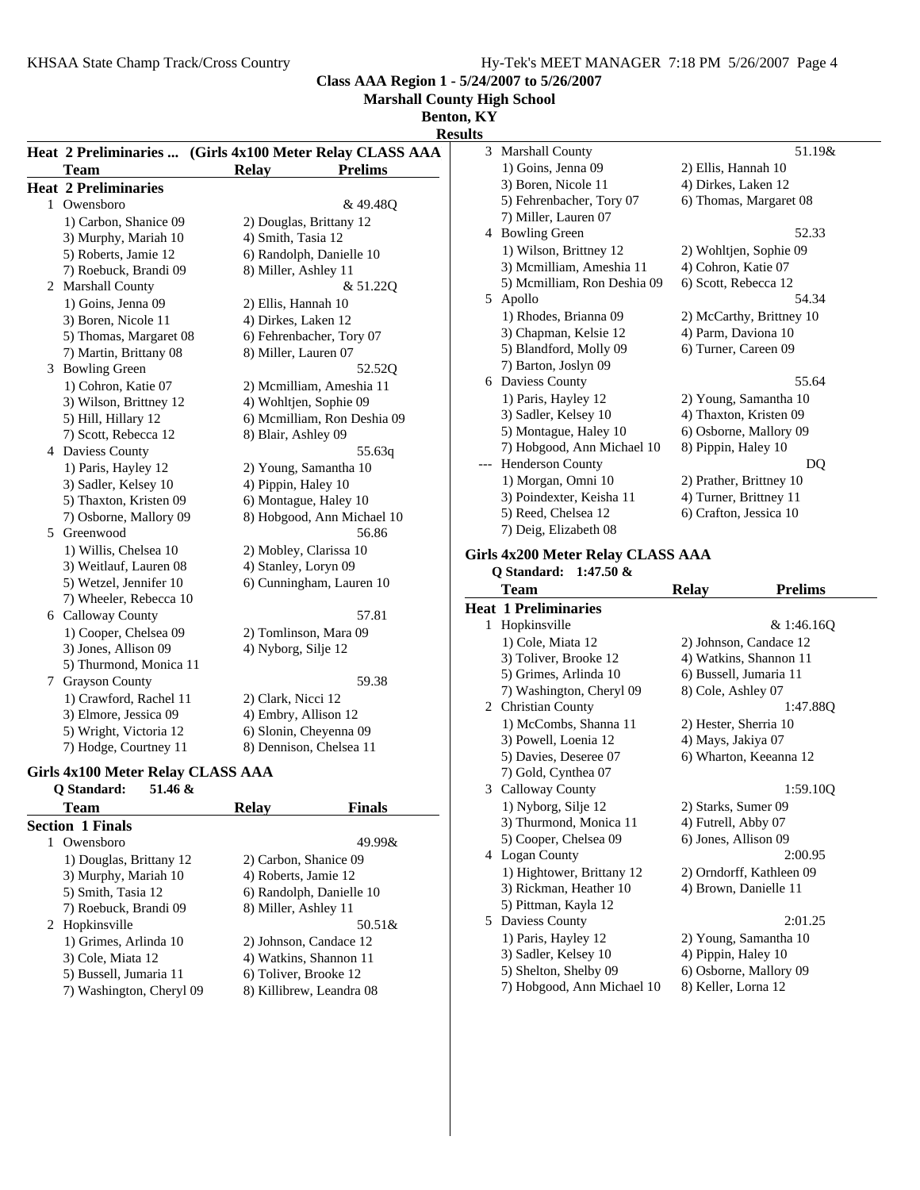Class AAA Region 1 - 5/24/2007 to 5/26/2007
Marshall County High School
Benton, KY

**Results**

### Heat 2 Preliminaries ... (Girls 4x100 Meter Relay CLASS AAA)

| | Team | Relay | Prelims |
|---|---|---|---|
| **Heat 2 Preliminaries** | | | |
| 1 | Owensboro | | & 49.48Q |
| | 1) Carbon, Shanice 09 | 2) Douglas, Brittany 12 | |
| | 3) Murphy, Mariah 10 | 4) Smith, Tasia 12 | |
| | 5) Roberts, Jamie 12 | 6) Randolph, Danielle 10 | |
| | 7) Roebuck, Brandi 09 | 8) Miller, Ashley 11 | |
| 2 | Marshall County | | & 51.22Q |
| | 1) Goins, Jenna 09 | 2) Ellis, Hannah 10 | |
| | 3) Boren, Nicole 11 | 4) Dirkes, Laken 12 | |
| | 5) Thomas, Margaret 08 | 6) Fehrenbacher, Tory 07 | |
| | 7) Martin, Brittany 08 | 8) Miller, Lauren 07 | |
| 3 | Bowling Green | | 52.52Q |
| | 1) Cohron, Katie 07 | 2) Mcmilliam, Ameshia 11 | |
| | 3) Wilson, Brittney 12 | 4) Wohltjen, Sophie 09 | |
| | 5) Hill, Hillary 12 | 6) Mcmilliam, Ron Deshia 09 | |
| | 7) Scott, Rebecca 12 | 8) Blair, Ashley 09 | |
| 4 | Daviess County | | 55.63q |
| | 1) Paris, Hayley 12 | 2) Young, Samantha 10 | |
| | 3) Sadler, Kelsey 10 | 4) Pippin, Haley 10 | |
| | 5) Thaxton, Kristen 09 | 6) Montague, Haley 10 | |
| | 7) Osborne, Mallory 09 | 8) Hobgood, Ann Michael 10 | |
| 5 | Greenwood | | 56.86 |
| | 1) Willis, Chelsea 10 | 2) Mobley, Clarissa 10 | |
| | 3) Weitlauf, Lauren 08 | 4) Stanley, Loryn 09 | |
| | 5) Wetzel, Jennifer 10 | 6) Cunningham, Lauren 10 | |
| | 7) Wheeler, Rebecca 10 | | |
| 6 | Calloway County | | 57.81 |
| | 1) Cooper, Chelsea 09 | 2) Tomlinson, Mara 09 | |
| | 3) Jones, Allison 09 | 4) Nyborg, Silje 12 | |
| | 5) Thurmond, Monica 11 | | |
| 7 | Grayson County | | 59.38 |
| | 1) Crawford, Rachel 11 | 2) Clark, Nicci 12 | |
| | 3) Elmore, Jessica 09 | 4) Embry, Allison 12 | |
| | 5) Wright, Victoria 12 | 6) Slonin, Cheyenna 09 | |
| | 7) Hodge, Courtney 11 | 8) Dennison, Chelsea 11 | |

### Girls 4x100 Meter Relay CLASS AAA

**Q Standard: 51.46 &**

| | Team | Relay | Finals |
|---|---|---|---|
| **Section 1 Finals** | | | |
| 1 | Owensboro | | 49.99& |
| | 1) Douglas, Brittany 12 | 2) Carbon, Shanice 09 | |
| | 3) Murphy, Mariah 10 | 4) Roberts, Jamie 12 | |
| | 5) Smith, Tasia 12 | 6) Randolph, Danielle 10 | |
| | 7) Roebuck, Brandi 09 | 8) Miller, Ashley 11 | |
| 2 | Hopkinsville | | 50.51& |
| | 1) Grimes, Arlinda 10 | 2) Johnson, Candace 12 | |
| | 3) Cole, Miata 12 | 4) Watkins, Shannon 11 | |
| | 5) Bussell, Jumaria 11 | 6) Toliver, Brooke 12 | |
| | 7) Washington, Cheryl 09 | 8) Killibrew, Leandra 08 | |
| 3 | Marshall County | | 51.19& |
| | 1) Goins, Jenna 09 | 2) Ellis, Hannah 10 | |
| | 3) Boren, Nicole 11 | 4) Dirkes, Laken 12 | |
| | 5) Fehrenbacher, Tory 07 | 6) Thomas, Margaret 08 | |
| | 7) Miller, Lauren 07 | | |
| 4 | Bowling Green | | 52.33 |
| | 1) Wilson, Brittney 12 | 2) Wohltjen, Sophie 09 | |
| | 3) Mcmilliam, Ameshia 11 | 4) Cohron, Katie 07 | |
| | 5) Mcmilliam, Ron Deshia 09 | 6) Scott, Rebecca 12 | |
| 5 | Apollo | | 54.34 |
| | 1) Rhodes, Brianna 09 | 2) McCarthy, Brittney 10 | |
| | 3) Chapman, Kelsie 12 | 4) Parm, Daviona 10 | |
| | 5) Blandford, Molly 09 | 6) Turner, Careen 09 | |
| | 7) Barton, Joslyn 09 | | |
| 6 | Daviess County | | 55.64 |
| | 1) Paris, Hayley 12 | 2) Young, Samantha 10 | |
| | 3) Sadler, Kelsey 10 | 4) Thaxton, Kristen 09 | |
| | 5) Montague, Haley 10 | 6) Osborne, Mallory 09 | |
| | 7) Hobgood, Ann Michael 10 | 8) Pippin, Haley 10 | |
| --- | Henderson County | | DQ |
| | 1) Morgan, Omni 10 | 2) Prather, Brittney 10 | |
| | 3) Poindexter, Keisha 11 | 4) Turner, Brittney 11 | |
| | 5) Reed, Chelsea 12 | 6) Crafton, Jessica 10 | |
| | 7) Deig, Elizabeth 08 | | |

### Girls 4x200 Meter Relay CLASS AAA

**Q Standard: 1:47.50 &**

| | Team | Relay | Prelims |
|---|---|---|---|
| **Heat 1 Preliminaries** | | | |
| 1 | Hopkinsville | | & 1:46.16Q |
| | 1) Cole, Miata 12 | 2) Johnson, Candace 12 | |
| | 3) Toliver, Brooke 12 | 4) Watkins, Shannon 11 | |
| | 5) Grimes, Arlinda 10 | 6) Bussell, Jumaria 11 | |
| | 7) Washington, Cheryl 09 | 8) Cole, Ashley 07 | |
| 2 | Christian County | | 1:47.88Q |
| | 1) McCombs, Shanna 11 | 2) Hester, Sherria 10 | |
| | 3) Powell, Loenia 12 | 4) Mays, Jakiya 07 | |
| | 5) Davies, Deseree 07 | 6) Wharton, Keeanna 12 | |
| | 7) Gold, Cynthea 07 | | |
| 3 | Calloway County | | 1:59.10Q |
| | 1) Nyborg, Silje 12 | 2) Starks, Sumer 09 | |
| | 3) Thurmond, Monica 11 | 4) Futrell, Abby 07 | |
| | 5) Cooper, Chelsea 09 | 6) Jones, Allison 09 | |
| 4 | Logan County | | 2:00.95 |
| | 1) Hightower, Brittany 12 | 2) Orndorff, Kathleen 09 | |
| | 3) Rickman, Heather 10 | 4) Brown, Danielle 11 | |
| | 5) Pittman, Kayla 12 | | |
| 5 | Daviess County | | 2:01.25 |
| | 1) Paris, Hayley 12 | 2) Young, Samantha 10 | |
| | 3) Sadler, Kelsey 10 | 4) Pippin, Haley 10 | |
| | 5) Shelton, Shelby 09 | 6) Osborne, Mallory 09 | |
| | 7) Hobgood, Ann Michael 10 | 8) Keller, Lorna 12 | |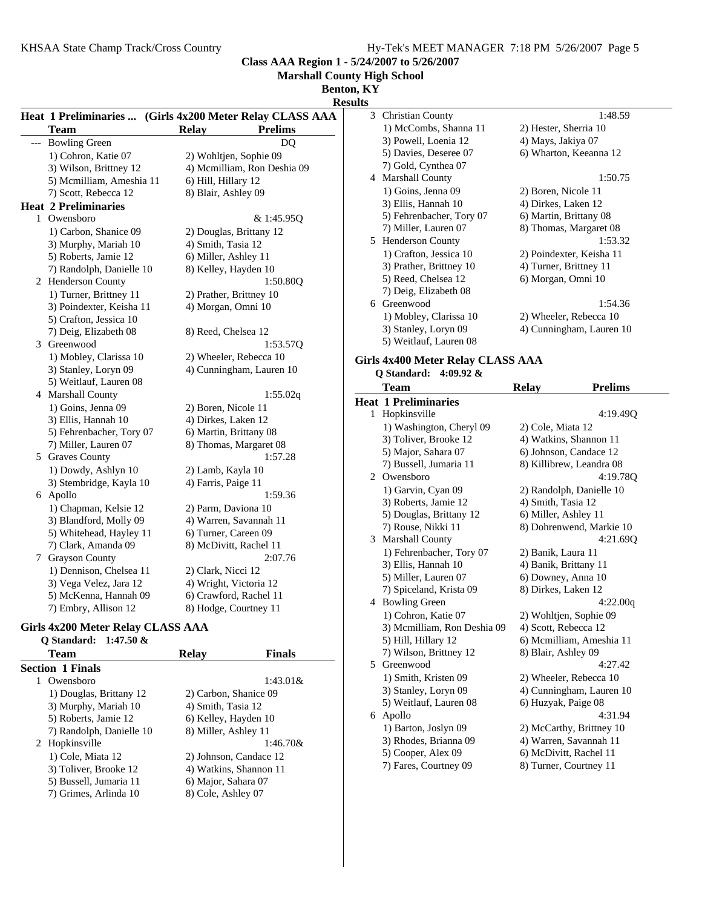**Class AAA Region 1 - 5/24/2007 to 5/26/2007**

**Marshall County High School**

**Benton, KY**

**Results**

### Heat 1 Preliminaries ... (Girls 4x200 Meter Relay CLASS AAA)

| | Team | Relay | Prelims |
|---|---|---|---|
| --- | Bowling Green | | DQ |
| | 1) Cohron, Katie 07 | 2) Wohltjen, Sophie 09 | |
| | 3) Wilson, Brittney 12 | 4) Mcmilliam, Ron Deshia 09 | |
| | 5) Mcmilliam, Ameshia 11 | 6) Hill, Hillary 12 | |
| | 7) Scott, Rebecca 12 | 8) Blair, Ashley 09 | |
| **Heat 2 Preliminaries** | | | |
| 1 | Owensboro | | & 1:45.95Q |
| | 1) Carbon, Shanice 09 | 2) Douglas, Brittany 12 | |
| | 3) Murphy, Mariah 10 | 4) Smith, Tasia 12 | |
| | 5) Roberts, Jamie 12 | 6) Miller, Ashley 11 | |
| | 7) Randolph, Danielle 10 | 8) Kelley, Hayden 10 | |
| 2 | Henderson County | | 1:50.80Q |
| | 1) Turner, Brittney 11 | 2) Prather, Brittney 10 | |
| | 3) Poindexter, Keisha 11 | 4) Morgan, Omni 10 | |
| | 5) Crafton, Jessica 10 | | |
| | 7) Deig, Elizabeth 08 | 8) Reed, Chelsea 12 | |
| 3 | Greenwood | | 1:53.57Q |
| | 1) Mobley, Clarissa 10 | 2) Wheeler, Rebecca 10 | |
| | 3) Stanley, Loryn 09 | 4) Cunningham, Lauren 10 | |
| | 5) Weitlauf, Lauren 08 | | |
| 4 | Marshall County | | 1:55.02q |
| | 1) Goins, Jenna 09 | 2) Boren, Nicole 11 | |
| | 3) Ellis, Hannah 10 | 4) Dirkes, Laken 12 | |
| | 5) Fehrenbacher, Tory 07 | 6) Martin, Brittany 08 | |
| | 7) Miller, Lauren 07 | 8) Thomas, Margaret 08 | |
| 5 | Graves County | | 1:57.28 |
| | 1) Dowdy, Ashlyn 10 | 2) Lamb, Kayla 10 | |
| | 3) Stembridge, Kayla 10 | 4) Farris, Paige 11 | |
| 6 | Apollo | | 1:59.36 |
| | 1) Chapman, Kelsie 12 | 2) Parm, Daviona 10 | |
| | 3) Blandford, Molly 09 | 4) Warren, Savannah 11 | |
| | 5) Whitehead, Hayley 11 | 6) Turner, Careen 09 | |
| | 7) Clark, Amanda 09 | 8) McDivitt, Rachel 11 | |
| 7 | Grayson County | | 2:07.76 |
| | 1) Dennison, Chelsea 11 | 2) Clark, Nicci 12 | |
| | 3) Vega Velez, Jara 12 | 4) Wright, Victoria 12 | |
| | 5) McKenna, Hannah 09 | 6) Crawford, Rachel 11 | |
| | 7) Embry, Allison 12 | 8) Hodge, Courtney 11 | |

### Girls 4x200 Meter Relay CLASS AAA

**Q Standard: 1:47.50 &**

| | Team | Relay | Finals |
|---|---|---|---|
| **Section 1 Finals** | | | |
| 1 | Owensboro | | 1:43.01& |
| | 1) Douglas, Brittany 12 | 2) Carbon, Shanice 09 | |
| | 3) Murphy, Mariah 10 | 4) Smith, Tasia 12 | |
| | 5) Roberts, Jamie 12 | 6) Kelley, Hayden 10 | |
| | 7) Randolph, Danielle 10 | 8) Miller, Ashley 11 | |
| 2 | Hopkinsville | | 1:46.70& |
| | 1) Cole, Miata 12 | 2) Johnson, Candace 12 | |
| | 3) Toliver, Brooke 12 | 4) Watkins, Shannon 11 | |
| | 5) Bussell, Jumaria 11 | 6) Major, Sahara 07 | |
| | 7) Grimes, Arlinda 10 | 8) Cole, Ashley 07 | |
| 3 | Christian County | | 1:48.59 |
| | 1) McCombs, Shanna 11 | 2) Hester, Sherria 10 | |
| | 3) Powell, Loenia 12 | 4) Mays, Jakiya 07 | |
| | 5) Davies, Deseree 07 | 6) Wharton, Keeanna 12 | |
| | 7) Gold, Cynthea 07 | | |
| 4 | Marshall County | | 1:50.75 |
| | 1) Goins, Jenna 09 | 2) Boren, Nicole 11 | |
| | 3) Ellis, Hannah 10 | 4) Dirkes, Laken 12 | |
| | 5) Fehrenbacher, Tory 07 | 6) Martin, Brittany 08 | |
| | 7) Miller, Lauren 07 | 8) Thomas, Margaret 08 | |
| 5 | Henderson County | | 1:53.32 |
| | 1) Crafton, Jessica 10 | 2) Poindexter, Keisha 11 | |
| | 3) Prather, Brittney 10 | 4) Turner, Brittney 11 | |
| | 5) Reed, Chelsea 12 | 6) Morgan, Omni 10 | |
| | 7) Deig, Elizabeth 08 | | |
| 6 | Greenwood | | 1:54.36 |
| | 1) Mobley, Clarissa 10 | 2) Wheeler, Rebecca 10 | |
| | 3) Stanley, Loryn 09 | 4) Cunningham, Lauren 10 | |
| | 5) Weitlauf, Lauren 08 | | |

### Girls 4x400 Meter Relay CLASS AAA

**Q Standard: 4:09.92 &**

| | Team | Relay | Prelims |
|---|---|---|---|
| **Heat 1 Preliminaries** | | | |
| 1 | Hopkinsville | | 4:19.49Q |
| | 1) Washington, Cheryl 09 | 2) Cole, Miata 12 | |
| | 3) Toliver, Brooke 12 | 4) Watkins, Shannon 11 | |
| | 5) Major, Sahara 07 | 6) Johnson, Candace 12 | |
| | 7) Bussell, Jumaria 11 | 8) Killibrew, Leandra 08 | |
| 2 | Owensboro | | 4:19.78Q |
| | 1) Garvin, Cyan 09 | 2) Randolph, Danielle 10 | |
| | 3) Roberts, Jamie 12 | 4) Smith, Tasia 12 | |
| | 5) Douglas, Brittany 12 | 6) Miller, Ashley 11 | |
| | 7) Rouse, Nikki 11 | 8) Dohrenwend, Markie 10 | |
| 3 | Marshall County | | 4:21.69Q |
| | 1) Fehrenbacher, Tory 07 | 2) Banik, Laura 11 | |
| | 3) Ellis, Hannah 10 | 4) Banik, Brittany 11 | |
| | 5) Miller, Lauren 07 | 6) Downey, Anna 10 | |
| | 7) Spiceland, Krista 09 | 8) Dirkes, Laken 12 | |
| 4 | Bowling Green | | 4:22.00q |
| | 1) Cohron, Katie 07 | 2) Wohltjen, Sophie 09 | |
| | 3) Mcmilliam, Ron Deshia 09 | 4) Scott, Rebecca 12 | |
| | 5) Hill, Hillary 12 | 6) Mcmilliam, Ameshia 11 | |
| | 7) Wilson, Brittney 12 | 8) Blair, Ashley 09 | |
| 5 | Greenwood | | 4:27.42 |
| | 1) Smith, Kristen 09 | 2) Wheeler, Rebecca 10 | |
| | 3) Stanley, Loryn 09 | 4) Cunningham, Lauren 10 | |
| | 5) Weitlauf, Lauren 08 | 6) Huzyak, Paige 08 | |
| 6 | Apollo | | 4:31.94 |
| | 1) Barton, Joslyn 09 | 2) McCarthy, Brittney 10 | |
| | 3) Rhodes, Brianna 09 | 4) Warren, Savannah 11 | |
| | 5) Cooper, Alex 09 | 6) McDivitt, Rachel 11 | |
| | 7) Fares, Courtney 09 | 8) Turner, Courtney 11 | |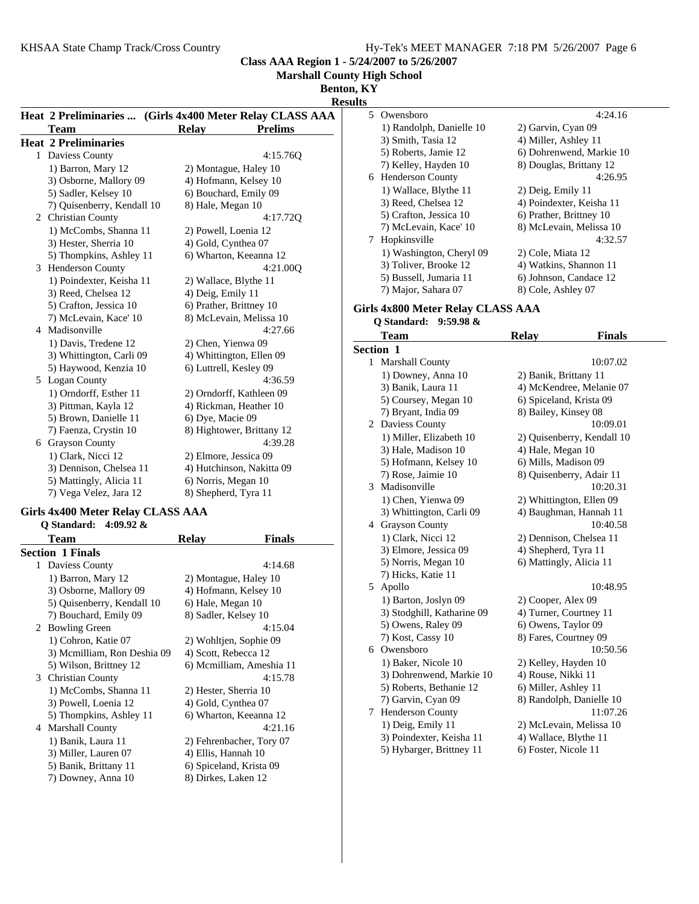**Class AAA Region 1 - 5/24/2007 to 5/26/2007**

**Marshall County High School**

**Benton, KY**

**Results**

### Heat 2 Preliminaries ... (Girls 4x400 Meter Relay CLASS AAA)

| | Team | Relay | Prelims |
|---|---|---|---|
| **Heat 2 Preliminaries** | | | |
| 1 | Daviess County | | 4:15.76Q |
| | 1) Barron, Mary 12 | 2) Montague, Haley 10 | |
| | 3) Osborne, Mallory 09 | 4) Hofmann, Kelsey 10 | |
| | 5) Sadler, Kelsey 10 | 6) Bouchard, Emily 09 | |
| | 7) Quisenberry, Kendall 10 | 8) Hale, Megan 10 | |
| 2 | Christian County | | 4:17.72Q |
| | 1) McCombs, Shanna 11 | 2) Powell, Loenia 12 | |
| | 3) Hester, Sherria 10 | 4) Gold, Cynthea 07 | |
| | 5) Thompkins, Ashley 11 | 6) Wharton, Keeanna 12 | |
| 3 | Henderson County | | 4:21.00Q |
| | 1) Poindexter, Keisha 11 | 2) Wallace, Blythe 11 | |
| | 3) Reed, Chelsea 12 | 4) Deig, Emily 11 | |
| | 5) Crafton, Jessica 10 | 6) Prather, Brittney 10 | |
| | 7) McLevain, Kace' 10 | 8) McLevain, Melissa 10 | |
| 4 | Madisonville | | 4:27.66 |
| | 1) Davis, Tredene 12 | 2) Chen, Yienwa 09 | |
| | 3) Whittington, Carli 09 | 4) Whittington, Ellen 09 | |
| | 5) Haywood, Kenzia 10 | 6) Luttrell, Kesley 09 | |
| 5 | Logan County | | 4:36.59 |
| | 1) Orndorff, Esther 11 | 2) Orndorff, Kathleen 09 | |
| | 3) Pittman, Kayla 12 | 4) Rickman, Heather 10 | |
| | 5) Brown, Danielle 11 | 6) Dye, Macie 09 | |
| | 7) Faenza, Crystin 10 | 8) Hightower, Brittany 12 | |
| 6 | Grayson County | | 4:39.28 |
| | 1) Clark, Nicci 12 | 2) Elmore, Jessica 09 | |
| | 3) Dennison, Chelsea 11 | 4) Hutchinson, Nakitta 09 | |
| | 5) Mattingly, Alicia 11 | 6) Norris, Megan 10 | |
| | 7) Vega Velez, Jara 12 | 8) Shepherd, Tyra 11 | |

### Girls 4x400 Meter Relay CLASS AAA

**Q Standard: 4:09.92 &**

| | Team | Relay | Finals |
|---|---|---|---|
| **Section 1 Finals** | | | |
| 1 | Daviess County | | 4:14.68 |
| | 1) Barron, Mary 12 | 2) Montague, Haley 10 | |
| | 3) Osborne, Mallory 09 | 4) Hofmann, Kelsey 10 | |
| | 5) Quisenberry, Kendall 10 | 6) Hale, Megan 10 | |
| | 7) Bouchard, Emily 09 | 8) Sadler, Kelsey 10 | |
| 2 | Bowling Green | | 4:15.04 |
| | 1) Cohron, Katie 07 | 2) Wohltjen, Sophie 09 | |
| | 3) Mcmilliam, Ron Deshia 09 | 4) Scott, Rebecca 12 | |
| | 5) Wilson, Brittney 12 | 6) Mcmilliam, Ameshia 11 | |
| 3 | Christian County | | 4:15.78 |
| | 1) McCombs, Shanna 11 | 2) Hester, Sherria 10 | |
| | 3) Powell, Loenia 12 | 4) Gold, Cynthea 07 | |
| | 5) Thompkins, Ashley 11 | 6) Wharton, Keeanna 12 | |
| 4 | Marshall County | | 4:21.16 |
| | 1) Banik, Laura 11 | 2) Fehrenbacher, Tory 07 | |
| | 3) Miller, Lauren 07 | 4) Ellis, Hannah 10 | |
| | 5) Banik, Brittany 11 | 6) Spiceland, Krista 09 | |
| | 7) Downey, Anna 10 | 8) Dirkes, Laken 12 | |
| 5 | Owensboro | | 4:24.16 |
| | 1) Randolph, Danielle 10 | 2) Garvin, Cyan 09 | |
| | 3) Smith, Tasia 12 | 4) Miller, Ashley 11 | |
| | 5) Roberts, Jamie 12 | 6) Dohrenwend, Markie 10 | |
| | 7) Kelley, Hayden 10 | 8) Douglas, Brittany 12 | |
| 6 | Henderson County | | 4:26.95 |
| | 1) Wallace, Blythe 11 | 2) Deig, Emily 11 | |
| | 3) Reed, Chelsea 12 | 4) Poindexter, Keisha 11 | |
| | 5) Crafton, Jessica 10 | 6) Prather, Brittney 10 | |
| | 7) McLevain, Kace' 10 | 8) McLevain, Melissa 10 | |
| 7 | Hopkinsville | | 4:32.57 |
| | 1) Washington, Cheryl 09 | 2) Cole, Miata 12 | |
| | 3) Toliver, Brooke 12 | 4) Watkins, Shannon 11 | |
| | 5) Bussell, Jumaria 11 | 6) Johnson, Candace 12 | |
| | 7) Major, Sahara 07 | 8) Cole, Ashley 07 | |

### Girls 4x800 Meter Relay CLASS AAA

**Q Standard: 9:59.98 &**

| | Team | Relay | Finals |
|---|---|---|---|
| **Section 1** | | | |
| 1 | Marshall County | | 10:07.02 |
| | 1) Downey, Anna 10 | 2) Banik, Brittany 11 | |
| | 3) Banik, Laura 11 | 4) McKendree, Melanie 07 | |
| | 5) Coursey, Megan 10 | 6) Spiceland, Krista 09 | |
| | 7) Bryant, India 09 | 8) Bailey, Kinsey 08 | |
| 2 | Daviess County | | 10:09.01 |
| | 1) Miller, Elizabeth 10 | 2) Quisenberry, Kendall 10 | |
| | 3) Hale, Madison 10 | 4) Hale, Megan 10 | |
| | 5) Hofmann, Kelsey 10 | 6) Mills, Madison 09 | |
| | 7) Rose, Jaimie 10 | 8) Quisenberry, Adair 11 | |
| 3 | Madisonville | | 10:20.31 |
| | 1) Chen, Yienwa 09 | 2) Whittington, Ellen 09 | |
| | 3) Whittington, Carli 09 | 4) Baughman, Hannah 11 | |
| 4 | Grayson County | | 10:40.58 |
| | 1) Clark, Nicci 12 | 2) Dennison, Chelsea 11 | |
| | 3) Elmore, Jessica 09 | 4) Shepherd, Tyra 11 | |
| | 5) Norris, Megan 10 | 6) Mattingly, Alicia 11 | |
| | 7) Hicks, Katie 11 | | |
| 5 | Apollo | | 10:48.95 |
| | 1) Barton, Joslyn 09 | 2) Cooper, Alex 09 | |
| | 3) Stodghill, Katharine 09 | 4) Turner, Courtney 11 | |
| | 5) Owens, Raley 09 | 6) Owens, Taylor 09 | |
| | 7) Kost, Cassy 10 | 8) Fares, Courtney 09 | |
| 6 | Owensboro | | 10:50.56 |
| | 1) Baker, Nicole 10 | 2) Kelley, Hayden 10 | |
| | 3) Dohrenwend, Markie 10 | 4) Rouse, Nikki 11 | |
| | 5) Roberts, Bethanie 12 | 6) Miller, Ashley 11 | |
| | 7) Garvin, Cyan 09 | 8) Randolph, Danielle 10 | |
| 7 | Henderson County | | 11:07.26 |
| | 1) Deig, Emily 11 | 2) McLevain, Melissa 10 | |
| | 3) Poindexter, Keisha 11 | 4) Wallace, Blythe 11 | |
| | 5) Hybarger, Brittney 11 | 6) Foster, Nicole 11 | |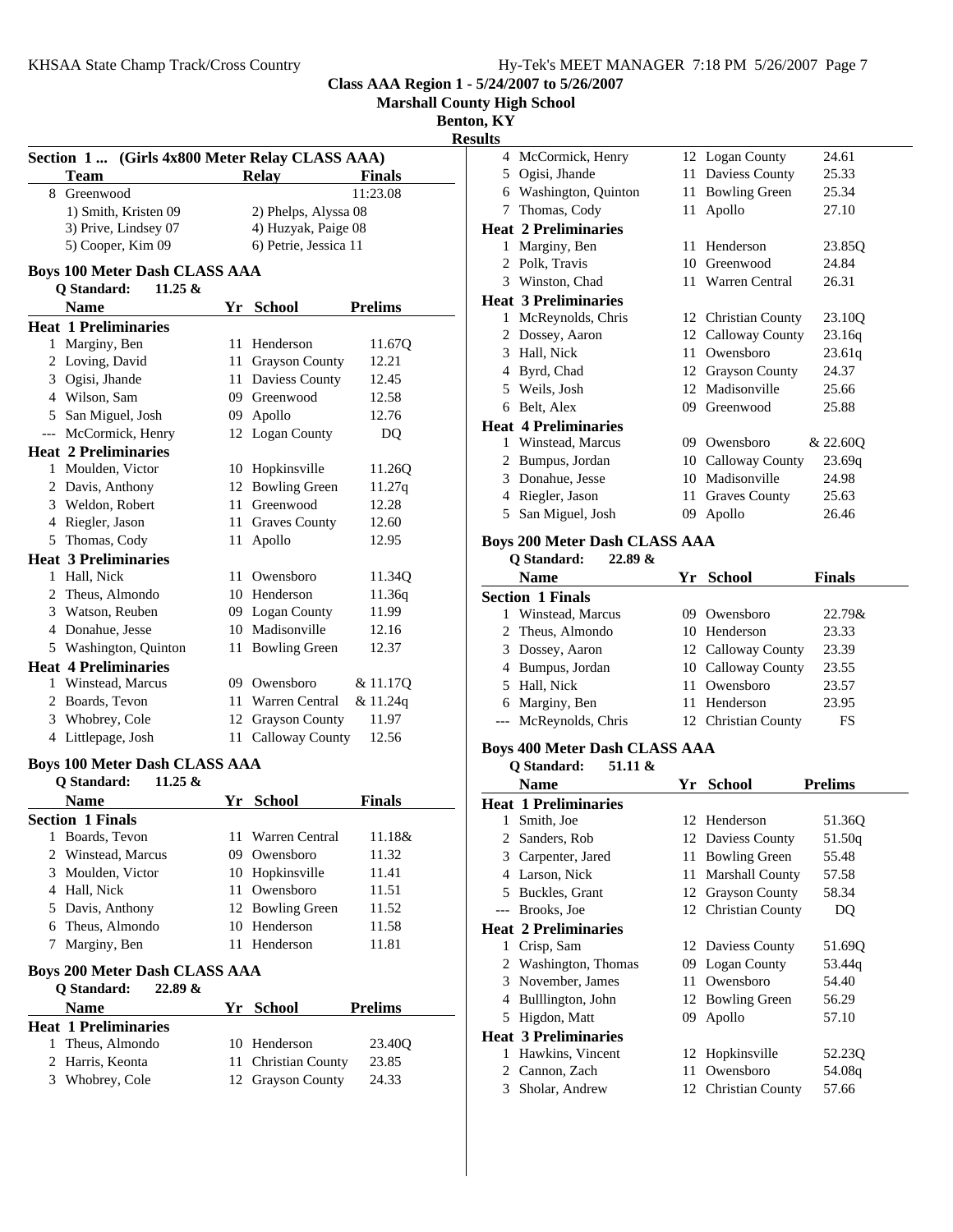Class AAA Region 1 - 5/24/2007 to 5/26/2007

Marshall County High School

Benton, KY

Results

### Section 1 ... (Girls 4x800 Meter Relay CLASS AAA)

| | Team | Relay | Finals |
|---|---|---|---|
| 8 | Greenwood | | 11:23.08 |
| | 1) Smith, Kristen 09 | 2) Phelps, Alyssa 08 | |
| | 3) Prive, Lindsey 07 | 4) Huzyak, Paige 08 | |
| | 5) Cooper, Kim 09 | 6) Petrie, Jessica 11 | |

### Boys 100 Meter Dash CLASS AAA

Q Standard: 11.25 &

| | Name | Yr | School | Prelims |
|---|---|---|---|---|
| **Heat 1 Preliminaries** | | | | |
| 1 | Marginy, Ben | 11 | Henderson | 11.67Q |
| 2 | Loving, David | 11 | Grayson County | 12.21 |
| 3 | Ogisi, Jhande | 11 | Daviess County | 12.45 |
| 4 | Wilson, Sam | 09 | Greenwood | 12.58 |
| 5 | San Miguel, Josh | 09 | Apollo | 12.76 |
| --- | McCormick, Henry | 12 | Logan County | DQ |
| **Heat 2 Preliminaries** | | | | |
| 1 | Moulden, Victor | 10 | Hopkinsville | 11.26Q |
| 2 | Davis, Anthony | 12 | Bowling Green | 11.27q |
| 3 | Weldon, Robert | 11 | Greenwood | 12.28 |
| 4 | Riegler, Jason | 11 | Graves County | 12.60 |
| 5 | Thomas, Cody | 11 | Apollo | 12.95 |
| **Heat 3 Preliminaries** | | | | |
| 1 | Hall, Nick | 11 | Owensboro | 11.34Q |
| 2 | Theus, Almondo | 10 | Henderson | 11.36q |
| 3 | Watson, Reuben | 09 | Logan County | 11.99 |
| 4 | Donahue, Jesse | 10 | Madisonville | 12.16 |
| 5 | Washington, Quinton | 11 | Bowling Green | 12.37 |
| **Heat 4 Preliminaries** | | | | |
| 1 | Winstead, Marcus | 09 | Owensboro | & 11.17Q |
| 2 | Boards, Tevon | 11 | Warren Central | & 11.24q |
| 3 | Whobrey, Cole | 12 | Grayson County | 11.97 |
| 4 | Littlepage, Josh | 11 | Calloway County | 12.56 |

### Boys 100 Meter Dash CLASS AAA

Q Standard: 11.25 &

| | Name | Yr | School | Finals |
|---|---|---|---|---|
| **Section 1 Finals** | | | | |
| 1 | Boards, Tevon | 11 | Warren Central | 11.18& |
| 2 | Winstead, Marcus | 09 | Owensboro | 11.32 |
| 3 | Moulden, Victor | 10 | Hopkinsville | 11.41 |
| 4 | Hall, Nick | 11 | Owensboro | 11.51 |
| 5 | Davis, Anthony | 12 | Bowling Green | 11.52 |
| 6 | Theus, Almondo | 10 | Henderson | 11.58 |
| 7 | Marginy, Ben | 11 | Henderson | 11.81 |

### Boys 200 Meter Dash CLASS AAA

Q Standard: 22.89 &

| | Name | Yr | School | Prelims |
|---|---|---|---|---|
| **Heat 1 Preliminaries** | | | | |
| 1 | Theus, Almondo | 10 | Henderson | 23.40Q |
| 2 | Harris, Keonta | 11 | Christian County | 23.85 |
| 3 | Whobrey, Cole | 12 | Grayson County | 24.33 |
| 4 | McCormick, Henry | 12 | Logan County | 24.61 |
| 5 | Ogisi, Jhande | 11 | Daviess County | 25.33 |
| 6 | Washington, Quinton | 11 | Bowling Green | 25.34 |
| 7 | Thomas, Cody | 11 | Apollo | 27.10 |
| **Heat 2 Preliminaries** | | | | |
| 1 | Marginy, Ben | 11 | Henderson | 23.85Q |
| 2 | Polk, Travis | 10 | Greenwood | 24.84 |
| 3 | Winston, Chad | 11 | Warren Central | 26.31 |
| **Heat 3 Preliminaries** | | | | |
| 1 | McReynolds, Chris | 12 | Christian County | 23.10Q |
| 2 | Dossey, Aaron | 12 | Calloway County | 23.16q |
| 3 | Hall, Nick | 11 | Owensboro | 23.61q |
| 4 | Byrd, Chad | 12 | Grayson County | 24.37 |
| 5 | Weils, Josh | 12 | Madisonville | 25.66 |
| 6 | Belt, Alex | 09 | Greenwood | 25.88 |
| **Heat 4 Preliminaries** | | | | |
| 1 | Winstead, Marcus | 09 | Owensboro | & 22.60Q |
| 2 | Bumpus, Jordan | 10 | Calloway County | 23.69q |
| 3 | Donahue, Jesse | 10 | Madisonville | 24.98 |
| 4 | Riegler, Jason | 11 | Graves County | 25.63 |
| 5 | San Miguel, Josh | 09 | Apollo | 26.46 |

### Boys 200 Meter Dash CLASS AAA

Q Standard: 22.89 &

| | Name | Yr | School | Finals |
|---|---|---|---|---|
| **Section 1 Finals** | | | | |
| 1 | Winstead, Marcus | 09 | Owensboro | 22.79& |
| 2 | Theus, Almondo | 10 | Henderson | 23.33 |
| 3 | Dossey, Aaron | 12 | Calloway County | 23.39 |
| 4 | Bumpus, Jordan | 10 | Calloway County | 23.55 |
| 5 | Hall, Nick | 11 | Owensboro | 23.57 |
| 6 | Marginy, Ben | 11 | Henderson | 23.95 |
| --- | McReynolds, Chris | 12 | Christian County | FS |

### Boys 400 Meter Dash CLASS AAA

Q Standard: 51.11 &

| | Name | Yr | School | Prelims |
|---|---|---|---|---|
| **Heat 1 Preliminaries** | | | | |
| 1 | Smith, Joe | 12 | Henderson | 51.36Q |
| 2 | Sanders, Rob | 12 | Daviess County | 51.50q |
| 3 | Carpenter, Jared | 11 | Bowling Green | 55.48 |
| 4 | Larson, Nick | 11 | Marshall County | 57.58 |
| 5 | Buckles, Grant | 12 | Grayson County | 58.34 |
| --- | Brooks, Joe | 12 | Christian County | DQ |
| **Heat 2 Preliminaries** | | | | |
| 1 | Crisp, Sam | 12 | Daviess County | 51.69Q |
| 2 | Washington, Thomas | 09 | Logan County | 53.44q |
| 3 | November, James | 11 | Owensboro | 54.40 |
| 4 | Bulllington, John | 12 | Bowling Green | 56.29 |
| 5 | Higdon, Matt | 09 | Apollo | 57.10 |
| **Heat 3 Preliminaries** | | | | |
| 1 | Hawkins, Vincent | 12 | Hopkinsville | 52.23Q |
| 2 | Cannon, Zach | 11 | Owensboro | 54.08q |
| 3 | Sholar, Andrew | 12 | Christian County | 57.66 |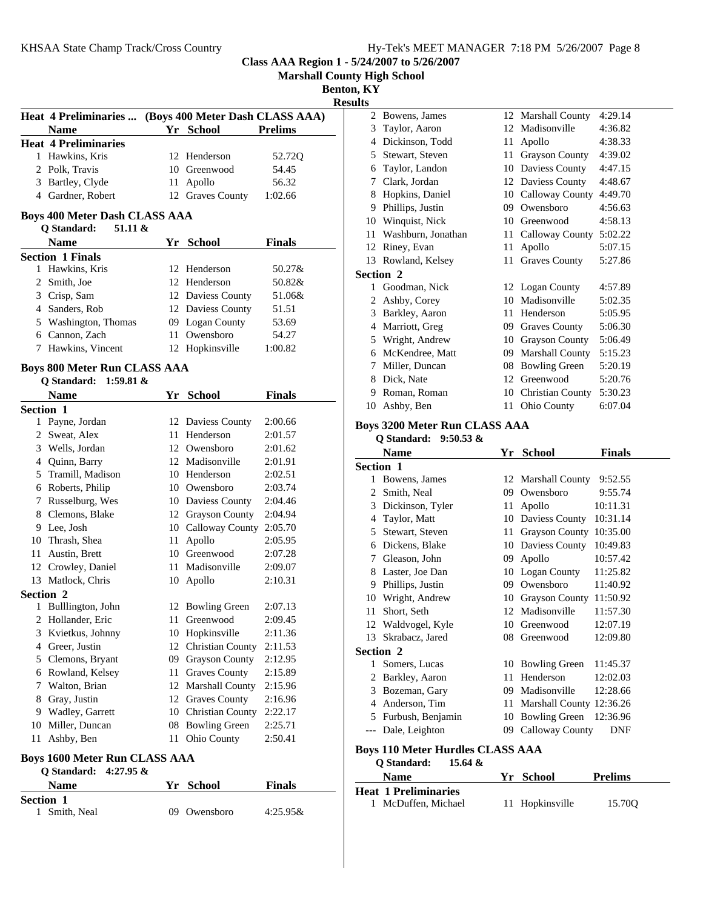## Results

### Heat 4 Preliminaries ... (Boys 400 Meter Dash CLASS AAA)

| | Name | Yr | School | Prelims |
|---|---|---|---|---|
| **Heat 4 Preliminaries** | | | | |
| 1 | Hawkins, Kris | 12 | Henderson | 52.72Q |
| 2 | Polk, Travis | 10 | Greenwood | 54.45 |
| 3 | Bartley, Clyde | 11 | Apollo | 56.32 |
| 4 | Gardner, Robert | 12 | Graves County | 1:02.66 |

### Boys 400 Meter Dash CLASS AAA

Q Standard: 51.11 &

| | Name | Yr | School | Finals |
|---|---|---|---|---|
| **Section 1 Finals** | | | | |
| 1 | Hawkins, Kris | 12 | Henderson | 50.27& |
| 2 | Smith, Joe | 12 | Henderson | 50.82& |
| 3 | Crisp, Sam | 12 | Daviess County | 51.06& |
| 4 | Sanders, Rob | 12 | Daviess County | 51.51 |
| 5 | Washington, Thomas | 09 | Logan County | 53.69 |
| 6 | Cannon, Zach | 11 | Owensboro | 54.27 |
| 7 | Hawkins, Vincent | 12 | Hopkinsville | 1:00.82 |

### Boys 800 Meter Run CLASS AAA

Q Standard: 1:59.81 &

| | Name | Yr | School | Finals |
|---|---|---|---|---|
| **Section 1** | | | | |
| 1 | Payne, Jordan | 12 | Daviess County | 2:00.66 |
| 2 | Sweat, Alex | 11 | Henderson | 2:01.57 |
| 3 | Wells, Jordan | 12 | Owensboro | 2:01.62 |
| 4 | Quinn, Barry | 12 | Madisonville | 2:01.91 |
| 5 | Tramill, Madison | 10 | Henderson | 2:02.51 |
| 6 | Roberts, Philip | 10 | Owensboro | 2:03.74 |
| 7 | Russelburg, Wes | 10 | Daviess County | 2:04.46 |
| 8 | Clemons, Blake | 12 | Grayson County | 2:04.94 |
| 9 | Lee, Josh | 10 | Calloway County | 2:05.70 |
| 10 | Thrash, Shea | 11 | Apollo | 2:05.95 |
| 11 | Austin, Brett | 10 | Greenwood | 2:07.28 |
| 12 | Crowley, Daniel | 11 | Madisonville | 2:09.07 |
| 13 | Matlock, Chris | 10 | Apollo | 2:10.31 |
| **Section 2** | | | | |
| 1 | Bulllington, John | 12 | Bowling Green | 2:07.13 |
| 2 | Hollander, Eric | 11 | Greenwood | 2:09.45 |
| 3 | Kvietkus, Johnny | 10 | Hopkinsville | 2:11.36 |
| 4 | Greer, Justin | 12 | Christian County | 2:11.53 |
| 5 | Clemons, Bryant | 09 | Grayson County | 2:12.95 |
| 6 | Rowland, Kelsey | 11 | Graves County | 2:15.89 |
| 7 | Walton, Brian | 12 | Marshall County | 2:15.96 |
| 8 | Gray, Justin | 12 | Graves County | 2:16.96 |
| 9 | Wadley, Garrett | 10 | Christian County | 2:22.17 |
| 10 | Miller, Duncan | 08 | Bowling Green | 2:25.71 |
| 11 | Ashby, Ben | 11 | Ohio County | 2:50.41 |

### Boys 1600 Meter Run CLASS AAA

Q Standard: 4:27.95 &

| | Name | Yr | School | Finals |
|---|---|---|---|---|
| **Section 1** | | | | |
| 1 | Smith, Neal | 09 | Owensboro | 4:25.95& |
| 2 | Bowens, James | 12 | Marshall County | 4:29.14 |
| 3 | Taylor, Aaron | 12 | Madisonville | 4:36.82 |
| 4 | Dickinson, Todd | 11 | Apollo | 4:38.33 |
| 5 | Stewart, Steven | 11 | Grayson County | 4:39.02 |
| 6 | Taylor, Landon | 10 | Daviess County | 4:47.15 |
| 7 | Clark, Jordan | 12 | Daviess County | 4:48.67 |
| 8 | Hopkins, Daniel | 10 | Calloway County | 4:49.70 |
| 9 | Phillips, Justin | 09 | Owensboro | 4:56.63 |
| 10 | Winquist, Nick | 10 | Greenwood | 4:58.13 |
| 11 | Washburn, Jonathan | 11 | Calloway County | 5:02.22 |
| 12 | Riney, Evan | 11 | Apollo | 5:07.15 |
| 13 | Rowland, Kelsey | 11 | Graves County | 5:27.86 |
| **Section 2** | | | | |
| 1 | Goodman, Nick | 12 | Logan County | 4:57.89 |
| 2 | Ashby, Corey | 10 | Madisonville | 5:02.35 |
| 3 | Barkley, Aaron | 11 | Henderson | 5:05.95 |
| 4 | Marriott, Greg | 09 | Graves County | 5:06.30 |
| 5 | Wright, Andrew | 10 | Grayson County | 5:06.49 |
| 6 | McKendree, Matt | 09 | Marshall County | 5:15.23 |
| 7 | Miller, Duncan | 08 | Bowling Green | 5:20.19 |
| 8 | Dick, Nate | 12 | Greenwood | 5:20.76 |
| 9 | Roman, Roman | 10 | Christian County | 5:30.23 |
| 10 | Ashby, Ben | 11 | Ohio County | 6:07.04 |

### Boys 3200 Meter Run CLASS AAA

Q Standard: 9:50.53 &

| | Name | Yr | School | Finals |
|---|---|---|---|---|
| **Section 1** | | | | |
| 1 | Bowens, James | 12 | Marshall County | 9:52.55 |
| 2 | Smith, Neal | 09 | Owensboro | 9:55.74 |
| 3 | Dickinson, Tyler | 11 | Apollo | 10:11.31 |
| 4 | Taylor, Matt | 10 | Daviess County | 10:31.14 |
| 5 | Stewart, Steven | 11 | Grayson County | 10:35.00 |
| 6 | Dickens, Blake | 10 | Daviess County | 10:49.83 |
| 7 | Gleason, John | 09 | Apollo | 10:57.42 |
| 8 | Laster, Joe Dan | 10 | Logan County | 11:25.82 |
| 9 | Phillips, Justin | 09 | Owensboro | 11:40.92 |
| 10 | Wright, Andrew | 10 | Grayson County | 11:50.92 |
| 11 | Short, Seth | 12 | Madisonville | 11:57.30 |
| 12 | Waldvogel, Kyle | 10 | Greenwood | 12:07.19 |
| 13 | Skrabacz, Jared | 08 | Greenwood | 12:09.80 |
| **Section 2** | | | | |
| 1 | Somers, Lucas | 10 | Bowling Green | 11:45.37 |
| 2 | Barkley, Aaron | 11 | Henderson | 12:02.03 |
| 3 | Bozeman, Gary | 09 | Madisonville | 12:28.66 |
| 4 | Anderson, Tim | 11 | Marshall County | 12:36.26 |
| 5 | Furbush, Benjamin | 10 | Bowling Green | 12:36.96 |
| --- | Dale, Leighton | 09 | Calloway County | DNF |

### Boys 110 Meter Hurdles CLASS AAA

Q Standard: 15.64 &

| | Name | Yr | School | Prelims |
|---|---|---|---|---|
| **Heat 1 Preliminaries** | | | | |
| 1 | McDuffen, Michael | 11 | Hopkinsville | 15.70Q |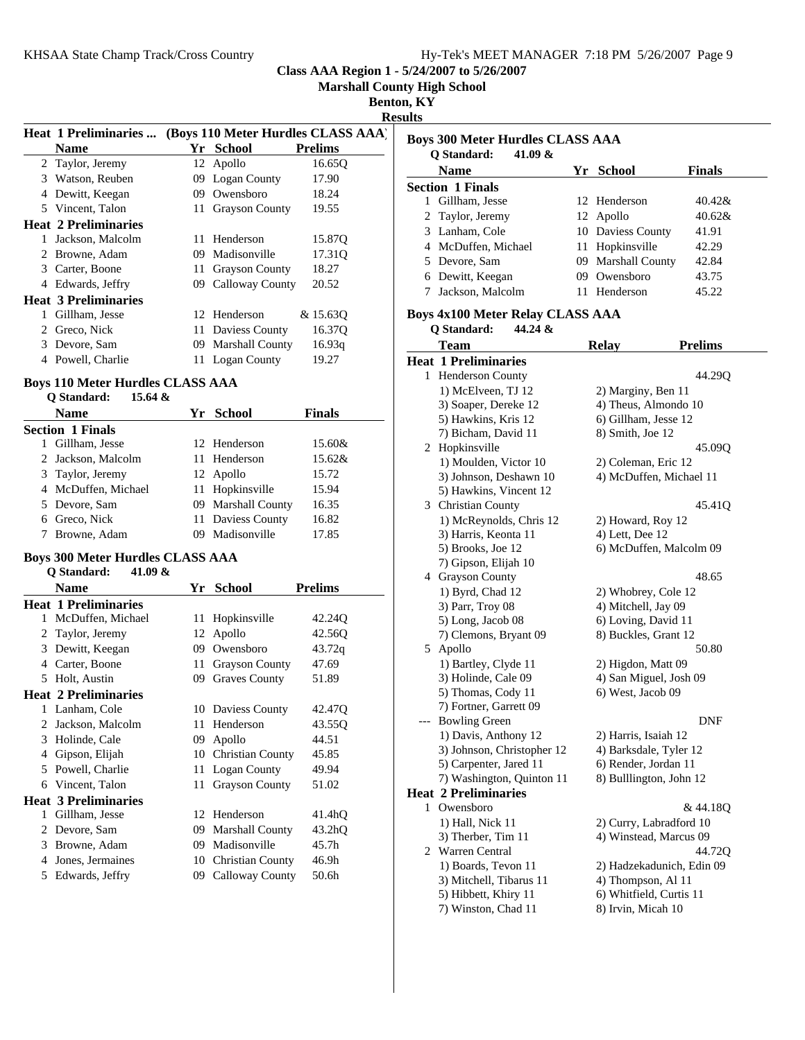## Class AAA Region 1 - 5/24/2007 to 5/26/2007

**Marshall County High School**

**Benton, KY**

**Results**

### Heat 1 Preliminaries ... (Boys 110 Meter Hurdles CLASS AAA)

| | Name | Yr | School | Prelims |
|---|---|---|---|---|
| 2 | Taylor, Jeremy | 12 | Apollo | 16.65Q |
| 3 | Watson, Reuben | 09 | Logan County | 17.90 |
| 4 | Dewitt, Keegan | 09 | Owensboro | 18.24 |
| 5 | Vincent, Talon | 11 | Grayson County | 19.55 |
| **Heat 2 Preliminaries** | | | | |
| 1 | Jackson, Malcolm | 11 | Henderson | 15.87Q |
| 2 | Browne, Adam | 09 | Madisonville | 17.31Q |
| 3 | Carter, Boone | 11 | Grayson County | 18.27 |
| 4 | Edwards, Jeffry | 09 | Calloway County | 20.52 |
| **Heat 3 Preliminaries** | | | | |
| 1 | Gillham, Jesse | 12 | Henderson | & 15.63Q |
| 2 | Greco, Nick | 11 | Daviess County | 16.37Q |
| 3 | Devore, Sam | 09 | Marshall County | 16.93q |
| 4 | Powell, Charlie | 11 | Logan County | 19.27 |

### Boys 110 Meter Hurdles CLASS AAA

**Q Standard: 15.64 &**

| | Name | Yr | School | Finals |
|---|---|---|---|---|
| **Section 1 Finals** | | | | |
| 1 | Gillham, Jesse | 12 | Henderson | 15.60& |
| 2 | Jackson, Malcolm | 11 | Henderson | 15.62& |
| 3 | Taylor, Jeremy | 12 | Apollo | 15.72 |
| 4 | McDuffen, Michael | 11 | Hopkinsville | 15.94 |
| 5 | Devore, Sam | 09 | Marshall County | 16.35 |
| 6 | Greco, Nick | 11 | Daviess County | 16.82 |
| 7 | Browne, Adam | 09 | Madisonville | 17.85 |

### Boys 300 Meter Hurdles CLASS AAA

**Q Standard: 41.09 &**

| | Name | Yr | School | Prelims |
|---|---|---|---|---|
| **Heat 1 Preliminaries** | | | | |
| 1 | McDuffen, Michael | 11 | Hopkinsville | 42.24Q |
| 2 | Taylor, Jeremy | 12 | Apollo | 42.56Q |
| 3 | Dewitt, Keegan | 09 | Owensboro | 43.72q |
| 4 | Carter, Boone | 11 | Grayson County | 47.69 |
| 5 | Holt, Austin | 09 | Graves County | 51.89 |
| **Heat 2 Preliminaries** | | | | |
| 1 | Lanham, Cole | 10 | Daviess County | 42.47Q |
| 2 | Jackson, Malcolm | 11 | Henderson | 43.55Q |
| 3 | Holinde, Cale | 09 | Apollo | 44.51 |
| 4 | Gipson, Elijah | 10 | Christian County | 45.85 |
| 5 | Powell, Charlie | 11 | Logan County | 49.94 |
| 6 | Vincent, Talon | 11 | Grayson County | 51.02 |
| **Heat 3 Preliminaries** | | | | |
| 1 | Gillham, Jesse | 12 | Henderson | 41.4hQ |
| 2 | Devore, Sam | 09 | Marshall County | 43.2hQ |
| 3 | Browne, Adam | 09 | Madisonville | 45.7h |
| 4 | Jones, Jermaines | 10 | Christian County | 46.9h |
| 5 | Edwards, Jeffry | 09 | Calloway County | 50.6h |

### Boys 300 Meter Hurdles CLASS AAA

**Q Standard: 41.09 &**

| | Name | Yr | School | Finals |
|---|---|---|---|---|
| **Section 1 Finals** | | | | |
| 1 | Gillham, Jesse | 12 | Henderson | 40.42& |
| 2 | Taylor, Jeremy | 12 | Apollo | 40.62& |
| 3 | Lanham, Cole | 10 | Daviess County | 41.91 |
| 4 | McDuffen, Michael | 11 | Hopkinsville | 42.29 |
| 5 | Devore, Sam | 09 | Marshall County | 42.84 |
| 6 | Dewitt, Keegan | 09 | Owensboro | 43.75 |
| 7 | Jackson, Malcolm | 11 | Henderson | 45.22 |

### Boys 4x100 Meter Relay CLASS AAA

**Q Standard: 44.24 &**

| | Team | Relay | Prelims |
|---|---|---|---|
| **Heat 1 Preliminaries** | | | |
| 1 | Henderson County | | 44.29Q |
| | 1) McElveen, TJ 12 | 2) Marginy, Ben 11 | |
| | 3) Soaper, Dereke 12 | 4) Theus, Almondo 10 | |
| | 5) Hawkins, Kris 12 | 6) Gillham, Jesse 12 | |
| | 7) Bicham, David 11 | 8) Smith, Joe 12 | |
| 2 | Hopkinsville | | 45.09Q |
| | 1) Moulden, Victor 10 | 2) Coleman, Eric 12 | |
| | 3) Johnson, Deshawn 10 | 4) McDuffen, Michael 11 | |
| | 5) Hawkins, Vincent 12 | | |
| 3 | Christian County | | 45.41Q |
| | 1) McReynolds, Chris 12 | 2) Howard, Roy 12 | |
| | 3) Harris, Keonta 11 | 4) Lett, Dee 12 | |
| | 5) Brooks, Joe 12 | 6) McDuffen, Malcolm 09 | |
| | 7) Gipson, Elijah 10 | | |
| 4 | Grayson County | | 48.65 |
| | 1) Byrd, Chad 12 | 2) Whobrey, Cole 12 | |
| | 3) Parr, Troy 08 | 4) Mitchell, Jay 09 | |
| | 5) Long, Jacob 08 | 6) Loving, David 11 | |
| | 7) Clemons, Bryant 09 | 8) Buckles, Grant 12 | |
| 5 | Apollo | | 50.80 |
| | 1) Bartley, Clyde 11 | 2) Higdon, Matt 09 | |
| | 3) Holinde, Cale 09 | 4) San Miguel, Josh 09 | |
| | 5) Thomas, Cody 11 | 6) West, Jacob 09 | |
| | 7) Fortner, Garrett 09 | | |
| --- | Bowling Green | | DNF |
| | 1) Davis, Anthony 12 | 2) Harris, Isaiah 12 | |
| | 3) Johnson, Christopher 12 | 4) Barksdale, Tyler 12 | |
| | 5) Carpenter, Jared 11 | 6) Render, Jordan 11 | |
| | 7) Washington, Quinton 11 | 8) Bulllington, John 12 | |
| **Heat 2 Preliminaries** | | | |
| 1 | Owensboro | | & 44.18Q |
| | 1) Hall, Nick 11 | 2) Curry, Labradford 10 | |
| | 3) Therber, Tim 11 | 4) Winstead, Marcus 09 | |
| 2 | Warren Central | | 44.72Q |
| | 1) Boards, Tevon 11 | 2) Hadzekadunich, Edin 09 | |
| | 3) Mitchell, Tibarus 11 | 4) Thompson, Al 11 | |
| | 5) Hibbett, Khiry 11 | 6) Whitfield, Curtis 11 | |
| | 7) Winston, Chad 11 | 8) Irvin, Micah 10 | |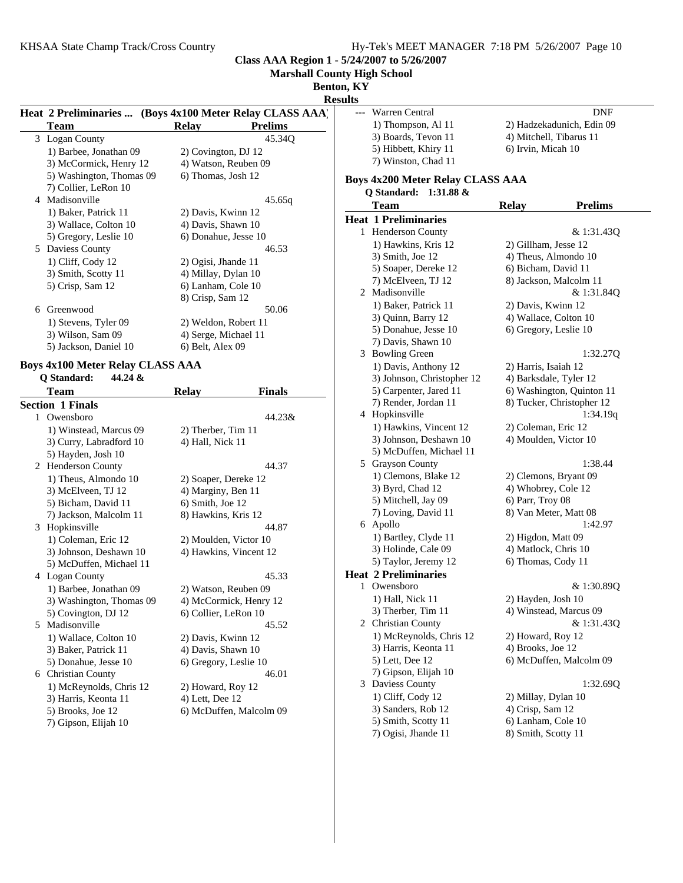**Class AAA Region 1 - 5/24/2007 to 5/26/2007**
**Marshall County High School**
**Benton, KY**
**Results**

### Heat 2 Preliminaries ... (Boys 4x100 Meter Relay CLASS AAA)

| | Team | Relay | Prelims |
|---|---|---|---|
| 3 | Logan County | | 45.34Q |
| | 1) Barbee, Jonathan 09 | 2) Covington, DJ 12 | |
| | 3) McCormick, Henry 12 | 4) Watson, Reuben 09 | |
| | 5) Washington, Thomas 09 | 6) Thomas, Josh 12 | |
| | 7) Collier, LeRon 10 | | |
| 4 | Madisonville | | 45.65q |
| | 1) Baker, Patrick 11 | 2) Davis, Kwinn 12 | |
| | 3) Wallace, Colton 10 | 4) Davis, Shawn 10 | |
| | 5) Gregory, Leslie 10 | 6) Donahue, Jesse 10 | |
| 5 | Daviess County | | 46.53 |
| | 1) Cliff, Cody 12 | 2) Ogisi, Jhande 11 | |
| | 3) Smith, Scotty 11 | 4) Millay, Dylan 10 | |
| | 5) Crisp, Sam 12 | 6) Lanham, Cole 10 | |
| | | 8) Crisp, Sam 12 | |
| 6 | Greenwood | | 50.06 |
| | 1) Stevens, Tyler 09 | 2) Weldon, Robert 11 | |
| | 3) Wilson, Sam 09 | 4) Serge, Michael 11 | |
| | 5) Jackson, Daniel 10 | 6) Belt, Alex 09 | |
| --- | Warren Central | | DNF |
| | 1) Thompson, Al 11 | 2) Hadzekadunich, Edin 09 | |
| | 3) Boards, Tevon 11 | 4) Mitchell, Tibarus 11 | |
| | 5) Hibbett, Khiry 11 | 6) Irvin, Micah 10 | |
| | 7) Winston, Chad 11 | | |

### Boys 4x100 Meter Relay CLASS AAA

**Q Standard: 44.24 &**

| | Team | Relay | Finals |
|---|---|---|---|
| **Section 1 Finals** | | | |
| 1 | Owensboro | | 44.23& |
| | 1) Winstead, Marcus 09 | 2) Therber, Tim 11 | |
| | 3) Curry, Labradford 10 | 4) Hall, Nick 11 | |
| | 5) Hayden, Josh 10 | | |
| 2 | Henderson County | | 44.37 |
| | 1) Theus, Almondo 10 | 2) Soaper, Dereke 12 | |
| | 3) McElveen, TJ 12 | 4) Marginy, Ben 11 | |
| | 5) Bicham, David 11 | 6) Smith, Joe 12 | |
| | 7) Jackson, Malcolm 11 | 8) Hawkins, Kris 12 | |
| 3 | Hopkinsville | | 44.87 |
| | 1) Coleman, Eric 12 | 2) Moulden, Victor 10 | |
| | 3) Johnson, Deshawn 10 | 4) Hawkins, Vincent 12 | |
| | 5) McDuffen, Michael 11 | | |
| 4 | Logan County | | 45.33 |
| | 1) Barbee, Jonathan 09 | 2) Watson, Reuben 09 | |
| | 3) Washington, Thomas 09 | 4) McCormick, Henry 12 | |
| | 5) Covington, DJ 12 | 6) Collier, LeRon 10 | |
| 5 | Madisonville | | 45.52 |
| | 1) Wallace, Colton 10 | 2) Davis, Kwinn 12 | |
| | 3) Baker, Patrick 11 | 4) Davis, Shawn 10 | |
| | 5) Donahue, Jesse 10 | 6) Gregory, Leslie 10 | |
| 6 | Christian County | | 46.01 |
| | 1) McReynolds, Chris 12 | 2) Howard, Roy 12 | |
| | 3) Harris, Keonta 11 | 4) Lett, Dee 12 | |
| | 5) Brooks, Joe 12 | 6) McDuffen, Malcolm 09 | |
| | 7) Gipson, Elijah 10 | | |

### Boys 4x200 Meter Relay CLASS AAA

**Q Standard: 1:31.88 &**

| | Team | Relay | Prelims |
|---|---|---|---|
| **Heat 1 Preliminaries** | | | |
| 1 | Henderson County | | & 1:31.43Q |
| | 1) Hawkins, Kris 12 | 2) Gillham, Jesse 12 | |
| | 3) Smith, Joe 12 | 4) Theus, Almondo 10 | |
| | 5) Soaper, Dereke 12 | 6) Bicham, David 11 | |
| | 7) McElveen, TJ 12 | 8) Jackson, Malcolm 11 | |
| 2 | Madisonville | | & 1:31.84Q |
| | 1) Baker, Patrick 11 | 2) Davis, Kwinn 12 | |
| | 3) Quinn, Barry 12 | 4) Wallace, Colton 10 | |
| | 5) Donahue, Jesse 10 | 6) Gregory, Leslie 10 | |
| | 7) Davis, Shawn 10 | | |
| 3 | Bowling Green | | 1:32.27Q |
| | 1) Davis, Anthony 12 | 2) Harris, Isaiah 12 | |
| | 3) Johnson, Christopher 12 | 4) Barksdale, Tyler 12 | |
| | 5) Carpenter, Jared 11 | 6) Washington, Quinton 11 | |
| | 7) Render, Jordan 11 | 8) Tucker, Christopher 12 | |
| 4 | Hopkinsville | | 1:34.19q |
| | 1) Hawkins, Vincent 12 | 2) Coleman, Eric 12 | |
| | 3) Johnson, Deshawn 10 | 4) Moulden, Victor 10 | |
| | 5) McDuffen, Michael 11 | | |
| 5 | Grayson County | | 1:38.44 |
| | 1) Clemons, Blake 12 | 2) Clemons, Bryant 09 | |
| | 3) Byrd, Chad 12 | 4) Whobrey, Cole 12 | |
| | 5) Mitchell, Jay 09 | 6) Parr, Troy 08 | |
| | 7) Loving, David 11 | 8) Van Meter, Matt 08 | |
| 6 | Apollo | | 1:42.97 |
| | 1) Bartley, Clyde 11 | 2) Higdon, Matt 09 | |
| | 3) Holinde, Cale 09 | 4) Matlock, Chris 10 | |
| | 5) Taylor, Jeremy 12 | 6) Thomas, Cody 11 | |
| **Heat 2 Preliminaries** | | | |
| 1 | Owensboro | | & 1:30.89Q |
| | 1) Hall, Nick 11 | 2) Hayden, Josh 10 | |
| | 3) Therber, Tim 11 | 4) Winstead, Marcus 09 | |
| 2 | Christian County | | & 1:31.43Q |
| | 1) McReynolds, Chris 12 | 2) Howard, Roy 12 | |
| | 3) Harris, Keonta 11 | 4) Brooks, Joe 12 | |
| | 5) Lett, Dee 12 | 6) McDuffen, Malcolm 09 | |
| | 7) Gipson, Elijah 10 | | |
| 3 | Daviess County | | 1:32.69Q |
| | 1) Cliff, Cody 12 | 2) Millay, Dylan 10 | |
| | 3) Sanders, Rob 12 | 4) Crisp, Sam 12 | |
| | 5) Smith, Scotty 11 | 6) Lanham, Cole 10 | |
| | 7) Ogisi, Jhande 11 | 8) Smith, Scotty 11 | |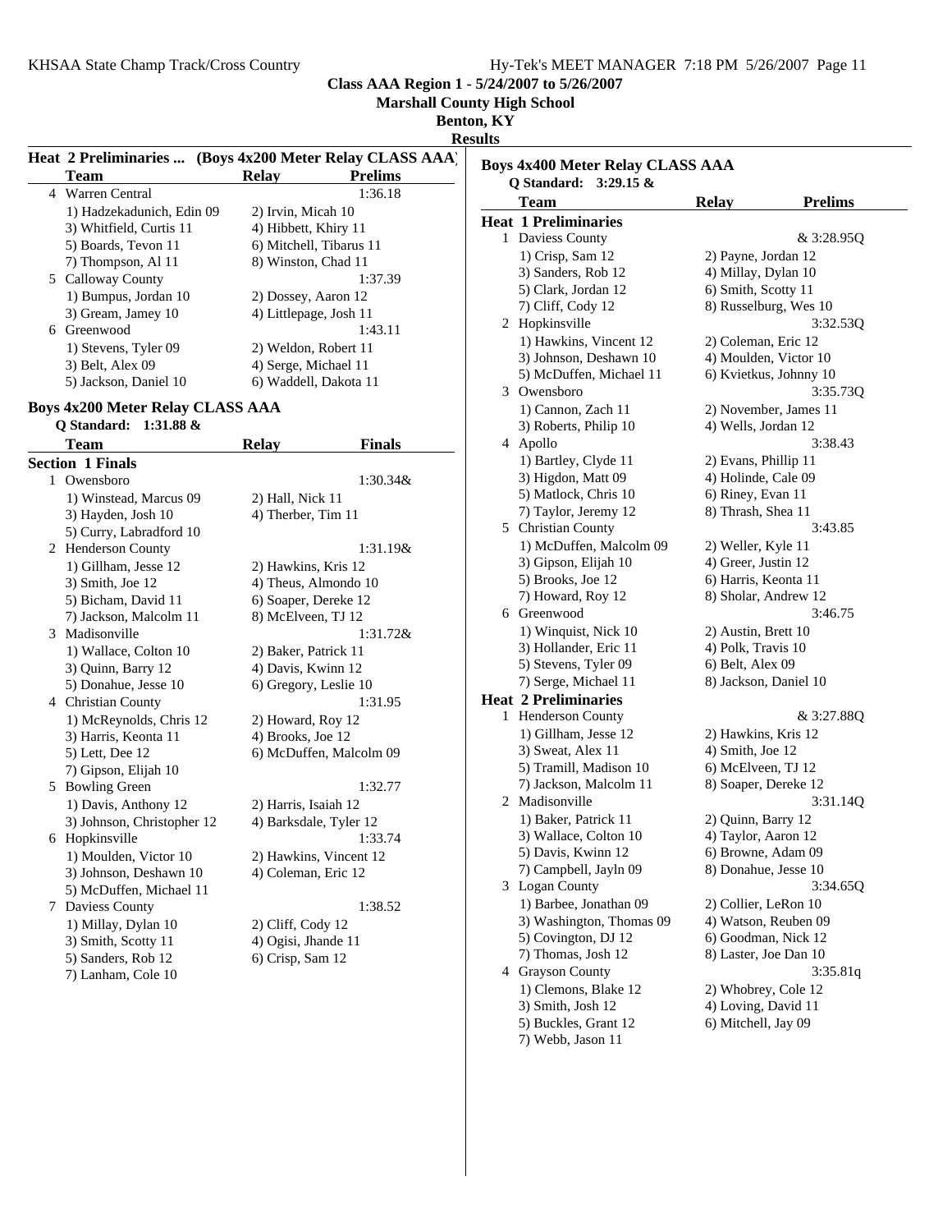**Class AAA Region 1 - 5/24/2007 to 5/26/2007**

**Marshall County High School**

**Benton, KY**

**Results**

### Heat 2 Preliminaries ... (Boys 4x200 Meter Relay CLASS AAA)

| | Team | Relay | Prelims |
|---|---|---|---|
| 4 | Warren Central | | 1:36.18 |
| | 1) Hadzekadunich, Edin 09 | 2) Irvin, Micah 10 | |
| | 3) Whitfield, Curtis 11 | 4) Hibbett, Khiry 11 | |
| | 5) Boards, Tevon 11 | 6) Mitchell, Tibarus 11 | |
| | 7) Thompson, Al 11 | 8) Winston, Chad 11 | |
| 5 | Calloway County | | 1:37.39 |
| | 1) Bumpus, Jordan 10 | 2) Dossey, Aaron 12 | |
| | 3) Gream, Jamey 10 | 4) Littlepage, Josh 11 | |
| 6 | Greenwood | | 1:43.11 |
| | 1) Stevens, Tyler 09 | 2) Weldon, Robert 11 | |
| | 3) Belt, Alex 09 | 4) Serge, Michael 11 | |
| | 5) Jackson, Daniel 10 | 6) Waddell, Dakota 11 | |

### Boys 4x200 Meter Relay CLASS AAA

Q Standard: 1:31.88 &

| | Team | Relay | Finals |
|---|---|---|---|
| **Section 1 Finals** | | | |
| 1 | Owensboro | | 1:30.34& |
| | 1) Winstead, Marcus 09 | 2) Hall, Nick 11 | |
| | 3) Hayden, Josh 10 | 4) Therber, Tim 11 | |
| | 5) Curry, Labradford 10 | | |
| 2 | Henderson County | | 1:31.19& |
| | 1) Gillham, Jesse 12 | 2) Hawkins, Kris 12 | |
| | 3) Smith, Joe 12 | 4) Theus, Almondo 10 | |
| | 5) Bicham, David 11 | 6) Soaper, Dereke 12 | |
| | 7) Jackson, Malcolm 11 | 8) McElveen, TJ 12 | |
| 3 | Madisonville | | 1:31.72& |
| | 1) Wallace, Colton 10 | 2) Baker, Patrick 11 | |
| | 3) Quinn, Barry 12 | 4) Davis, Kwinn 12 | |
| | 5) Donahue, Jesse 10 | 6) Gregory, Leslie 10 | |
| 4 | Christian County | | 1:31.95 |
| | 1) McReynolds, Chris 12 | 2) Howard, Roy 12 | |
| | 3) Harris, Keonta 11 | 4) Brooks, Joe 12 | |
| | 5) Lett, Dee 12 | 6) McDuffen, Malcolm 09 | |
| | 7) Gipson, Elijah 10 | | |
| 5 | Bowling Green | | 1:32.77 |
| | 1) Davis, Anthony 12 | 2) Harris, Isaiah 12 | |
| | 3) Johnson, Christopher 12 | 4) Barksdale, Tyler 12 | |
| 6 | Hopkinsville | | 1:33.74 |
| | 1) Moulden, Victor 10 | 2) Hawkins, Vincent 12 | |
| | 3) Johnson, Deshawn 10 | 4) Coleman, Eric 12 | |
| | 5) McDuffen, Michael 11 | | |
| 7 | Daviess County | | 1:38.52 |
| | 1) Millay, Dylan 10 | 2) Cliff, Cody 12 | |
| | 3) Smith, Scotty 11 | 4) Ogisi, Jhande 11 | |
| | 5) Sanders, Rob 12 | 6) Crisp, Sam 12 | |
| | 7) Lanham, Cole 10 | | |

### Boys 4x400 Meter Relay CLASS AAA

Q Standard: 3:29.15 &

| | Team | Relay | Prelims |
|---|---|---|---|
| **Heat 1 Preliminaries** | | | |
| 1 | Daviess County | | & 3:28.95Q |
| | 1) Crisp, Sam 12 | 2) Payne, Jordan 12 | |
| | 3) Sanders, Rob 12 | 4) Millay, Dylan 10 | |
| | 5) Clark, Jordan 12 | 6) Smith, Scotty 11 | |
| | 7) Cliff, Cody 12 | 8) Russelburg, Wes 10 | |
| 2 | Hopkinsville | | 3:32.53Q |
| | 1) Hawkins, Vincent 12 | 2) Coleman, Eric 12 | |
| | 3) Johnson, Deshawn 10 | 4) Moulden, Victor 10 | |
| | 5) McDuffen, Michael 11 | 6) Kvietkus, Johnny 10 | |
| 3 | Owensboro | | 3:35.73Q |
| | 1) Cannon, Zach 11 | 2) November, James 11 | |
| | 3) Roberts, Philip 10 | 4) Wells, Jordan 12 | |
| 4 | Apollo | | 3:38.43 |
| | 1) Bartley, Clyde 11 | 2) Evans, Phillip 11 | |
| | 3) Higdon, Matt 09 | 4) Holinde, Cale 09 | |
| | 5) Matlock, Chris 10 | 6) Riney, Evan 11 | |
| | 7) Taylor, Jeremy 12 | 8) Thrash, Shea 11 | |
| 5 | Christian County | | 3:43.85 |
| | 1) McDuffen, Malcolm 09 | 2) Weller, Kyle 11 | |
| | 3) Gipson, Elijah 10 | 4) Greer, Justin 12 | |
| | 5) Brooks, Joe 12 | 6) Harris, Keonta 11 | |
| | 7) Howard, Roy 12 | 8) Sholar, Andrew 12 | |
| 6 | Greenwood | | 3:46.75 |
| | 1) Winquist, Nick 10 | 2) Austin, Brett 10 | |
| | 3) Hollander, Eric 11 | 4) Polk, Travis 10 | |
| | 5) Stevens, Tyler 09 | 6) Belt, Alex 09 | |
| | 7) Serge, Michael 11 | 8) Jackson, Daniel 10 | |
| **Heat 2 Preliminaries** | | | |
| 1 | Henderson County | | & 3:27.88Q |
| | 1) Gillham, Jesse 12 | 2) Hawkins, Kris 12 | |
| | 3) Sweat, Alex 11 | 4) Smith, Joe 12 | |
| | 5) Tramill, Madison 10 | 6) McElveen, TJ 12 | |
| | 7) Jackson, Malcolm 11 | 8) Soaper, Dereke 12 | |
| 2 | Madisonville | | 3:31.14Q |
| | 1) Baker, Patrick 11 | 2) Quinn, Barry 12 | |
| | 3) Wallace, Colton 10 | 4) Taylor, Aaron 12 | |
| | 5) Davis, Kwinn 12 | 6) Browne, Adam 09 | |
| | 7) Campbell, Jayln 09 | 8) Donahue, Jesse 10 | |
| 3 | Logan County | | 3:34.65Q |
| | 1) Barbee, Jonathan 09 | 2) Collier, LeRon 10 | |
| | 3) Washington, Thomas 09 | 4) Watson, Reuben 09 | |
| | 5) Covington, DJ 12 | 6) Goodman, Nick 12 | |
| | 7) Thomas, Josh 12 | 8) Laster, Joe Dan 10 | |
| 4 | Grayson County | | 3:35.81q |
| | 1) Clemons, Blake 12 | 2) Whobrey, Cole 12 | |
| | 3) Smith, Josh 12 | 4) Loving, David 11 | |
| | 5) Buckles, Grant 12 | 6) Mitchell, Jay 09 | |
| | 7) Webb, Jason 11 | | |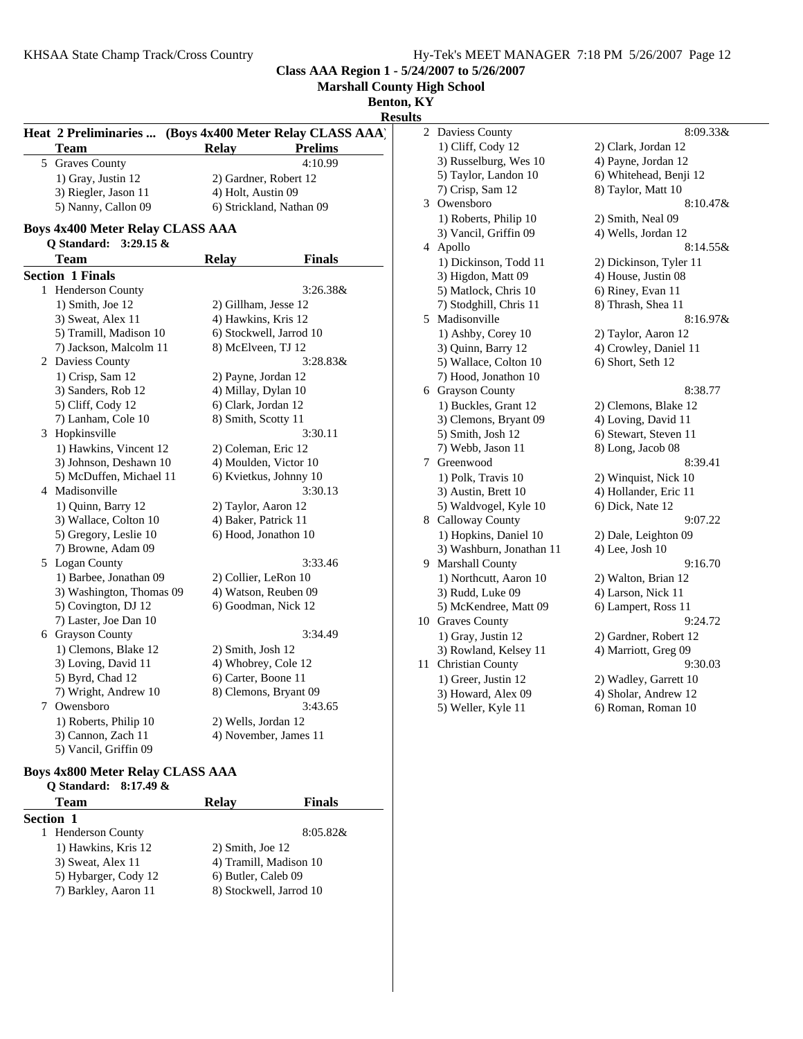**Class AAA Region 1 - 5/24/2007 to 5/26/2007**
**Marshall County High School**
**Benton, KY**
**Results**

### Heat 2 Preliminaries ... (Boys 4x400 Meter Relay CLASS AAA)

| Team | Relay | Prelims |
|---|---|---|
| 5 Graves County | | 4:10.99 |
| 1) Gray, Justin 12 | 2) Gardner, Robert 12 | |
| 3) Riegler, Jason 11 | 4) Holt, Austin 09 | |
| 5) Nanny, Callon 09 | 6) Strickland, Nathan 09 | |

### Boys 4x400 Meter Relay CLASS AAA

**Q Standard: 3:29.15 &**

| Team | Relay | Finals |
|---|---|---|
| **Section 1 Finals** | | |
| 1 Henderson County | | 3:26.38& |
| 1) Smith, Joe 12 | 2) Gillham, Jesse 12 | |
| 3) Sweat, Alex 11 | 4) Hawkins, Kris 12 | |
| 5) Tramill, Madison 10 | 6) Stockwell, Jarrod 10 | |
| 7) Jackson, Malcolm 11 | 8) McElveen, TJ 12 | |
| 2 Daviess County | | 3:28.83& |
| 1) Crisp, Sam 12 | 2) Payne, Jordan 12 | |
| 3) Sanders, Rob 12 | 4) Millay, Dylan 10 | |
| 5) Cliff, Cody 12 | 6) Clark, Jordan 12 | |
| 7) Lanham, Cole 10 | 8) Smith, Scotty 11 | |
| 3 Hopkinsville | | 3:30.11 |
| 1) Hawkins, Vincent 12 | 2) Coleman, Eric 12 | |
| 3) Johnson, Deshawn 10 | 4) Moulden, Victor 10 | |
| 5) McDuffen, Michael 11 | 6) Kvietkus, Johnny 10 | |
| 4 Madisonville | | 3:30.13 |
| 1) Quinn, Barry 12 | 2) Taylor, Aaron 12 | |
| 3) Wallace, Colton 10 | 4) Baker, Patrick 11 | |
| 5) Gregory, Leslie 10 | 6) Hood, Jonathon 10 | |
| 7) Browne, Adam 09 | | |
| 5 Logan County | | 3:33.46 |
| 1) Barbee, Jonathan 09 | 2) Collier, LeRon 10 | |
| 3) Washington, Thomas 09 | 4) Watson, Reuben 09 | |
| 5) Covington, DJ 12 | 6) Goodman, Nick 12 | |
| 7) Laster, Joe Dan 10 | | |
| 6 Grayson County | | 3:34.49 |
| 1) Clemons, Blake 12 | 2) Smith, Josh 12 | |
| 3) Loving, David 11 | 4) Whobrey, Cole 12 | |
| 5) Byrd, Chad 12 | 6) Carter, Boone 11 | |
| 7) Wright, Andrew 10 | 8) Clemons, Bryant 09 | |
| 7 Owensboro | | 3:43.65 |
| 1) Roberts, Philip 10 | 2) Wells, Jordan 12 | |
| 3) Cannon, Zach 11 | 4) November, James 11 | |
| 5) Vancil, Griffin 09 | | |

### Boys 4x800 Meter Relay CLASS AAA

**Q Standard: 8:17.49 &**

| Team | Relay | Finals |
|---|---|---|
| **Section 1** | | |
| 1 Henderson County | | 8:05.82& |
| 1) Hawkins, Kris 12 | 2) Smith, Joe 12 | |
| 3) Sweat, Alex 11 | 4) Tramill, Madison 10 | |
| 5) Hybarger, Cody 12 | 6) Butler, Caleb 09 | |
| 7) Barkley, Aaron 11 | 8) Stockwell, Jarrod 10 | |
| 2 Daviess County | | 8:09.33& |
| 1) Cliff, Cody 12 | 2) Clark, Jordan 12 | |
| 3) Russelburg, Wes 10 | 4) Payne, Jordan 12 | |
| 5) Taylor, Landon 10 | 6) Whitehead, Benji 12 | |
| 7) Crisp, Sam 12 | 8) Taylor, Matt 10 | |
| 3 Owensboro | | 8:10.47& |
| 1) Roberts, Philip 10 | 2) Smith, Neal 09 | |
| 3) Vancil, Griffin 09 | 4) Wells, Jordan 12 | |
| 4 Apollo | | 8:14.55& |
| 1) Dickinson, Todd 11 | 2) Dickinson, Tyler 11 | |
| 3) Higdon, Matt 09 | 4) House, Justin 08 | |
| 5) Matlock, Chris 10 | 6) Riney, Evan 11 | |
| 7) Stodghill, Chris 11 | 8) Thrash, Shea 11 | |
| 5 Madisonville | | 8:16.97& |
| 1) Ashby, Corey 10 | 2) Taylor, Aaron 12 | |
| 3) Quinn, Barry 12 | 4) Crowley, Daniel 11 | |
| 5) Wallace, Colton 10 | 6) Short, Seth 12 | |
| 7) Hood, Jonathon 10 | | |
| 6 Grayson County | | 8:38.77 |
| 1) Buckles, Grant 12 | 2) Clemons, Blake 12 | |
| 3) Clemons, Bryant 09 | 4) Loving, David 11 | |
| 5) Smith, Josh 12 | 6) Stewart, Steven 11 | |
| 7) Webb, Jason 11 | 8) Long, Jacob 08 | |
| 7 Greenwood | | 8:39.41 |
| 1) Polk, Travis 10 | 2) Winquist, Nick 10 | |
| 3) Austin, Brett 10 | 4) Hollander, Eric 11 | |
| 5) Waldvogel, Kyle 10 | 6) Dick, Nate 12 | |
| 8 Calloway County | | 9:07.22 |
| 1) Hopkins, Daniel 10 | 2) Dale, Leighton 09 | |
| 3) Washburn, Jonathan 11 | 4) Lee, Josh 10 | |
| 9 Marshall County | | 9:16.70 |
| 1) Northcutt, Aaron 10 | 2) Walton, Brian 12 | |
| 3) Rudd, Luke 09 | 4) Larson, Nick 11 | |
| 5) McKendree, Matt 09 | 6) Lampert, Ross 11 | |
| 10 Graves County | | 9:24.72 |
| 1) Gray, Justin 12 | 2) Gardner, Robert 12 | |
| 3) Rowland, Kelsey 11 | 4) Marriott, Greg 09 | |
| 11 Christian County | | 9:30.03 |
| 1) Greer, Justin 12 | 2) Wadley, Garrett 10 | |
| 3) Howard, Alex 09 | 4) Sholar, Andrew 12 | |
| 5) Weller, Kyle 11 | 6) Roman, Roman 10 | |